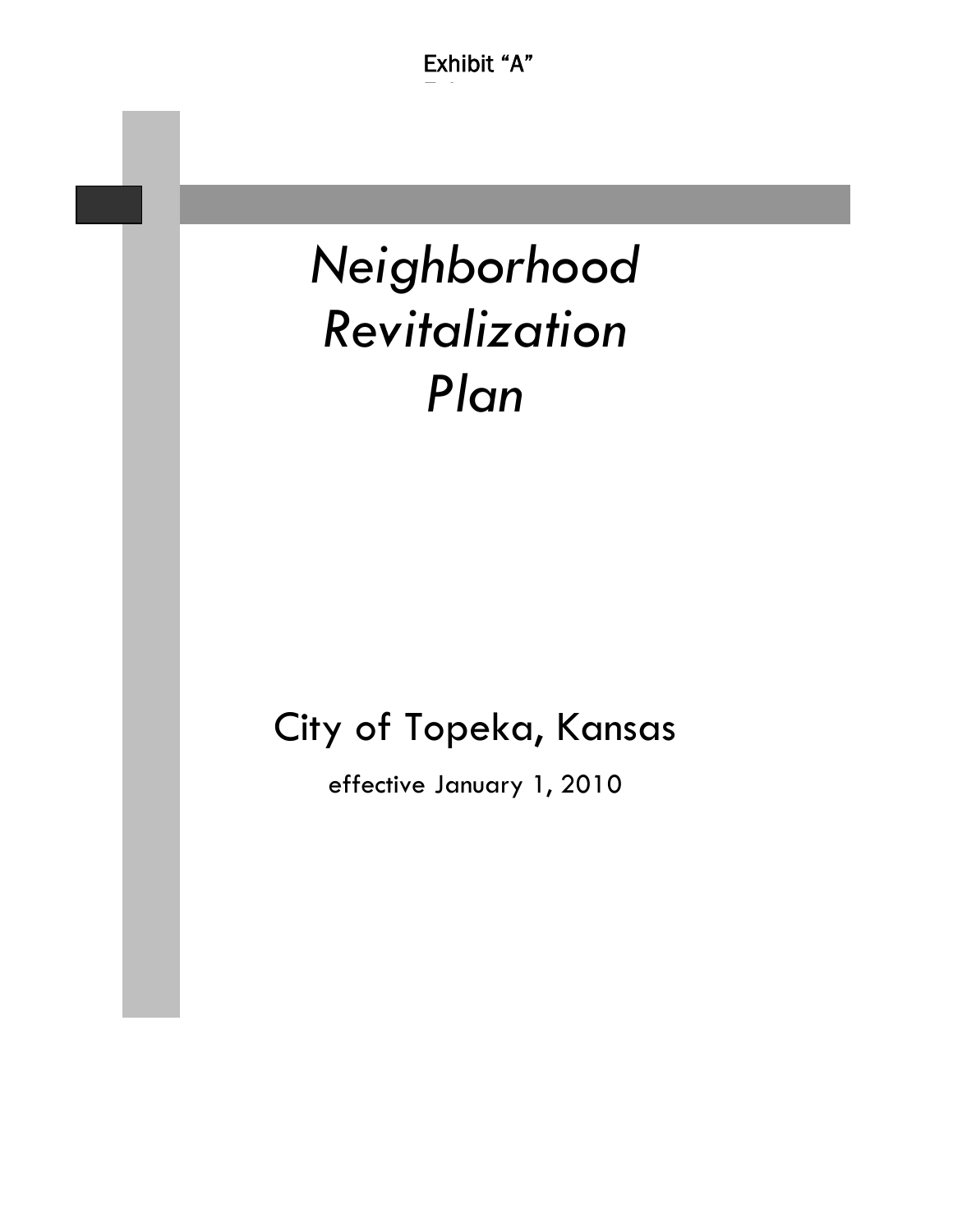Exhibit "A"

# *Neighborhood Revitalization Plan*

## City of Topeka, Kansas

effective January 1, 2010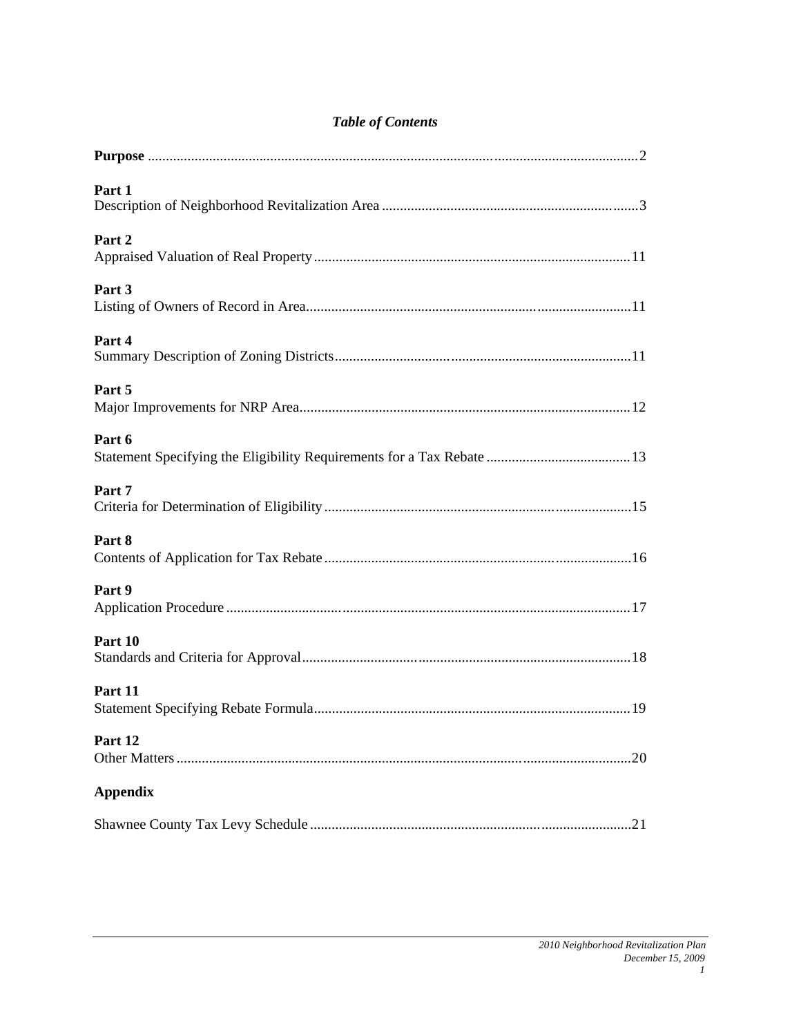# *Table of Contents*

**Purpose** .......................................................................................................................2

**Part 1**
Description of Neighborhood Revitalization Area .......................................................................3

**Part 2**
Appraised Valuation of Real Property.......................................................................................11

**Part 3**
Listing of Owners of Record in Area.........................................................................................11

**Part 4**
Summary Description of Zoning Districts.................................................................................11

**Part 5**
Major Improvements for NRP Area...........................................................................................12

**Part 6**
Statement Specifying the Eligibility Requirements for a Tax Rebate ........................................13

**Part 7**
Criteria for Determination of Eligibility....................................................................................15

**Part 8**
Contents of Application for Tax Rebate....................................................................................16

**Part 9**
Application Procedure...............................................................................................................17

**Part 10**
Standards and Criteria for Approval..........................................................................................18

**Part 11**
Statement Specifying Rebate Formula.......................................................................................19

**Part 12**
Other Matters.............................................................................................................................20

**Appendix**

Shawnee County Tax Levy Schedule.........................................................................................21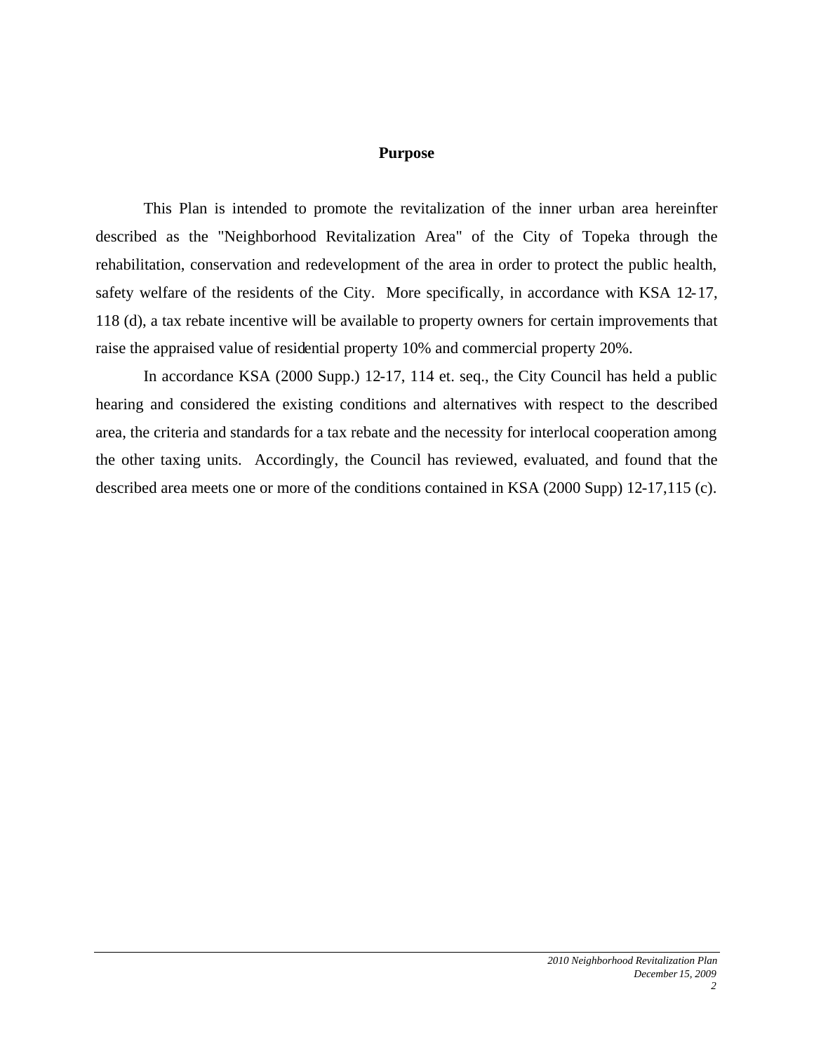## Purpose

This Plan is intended to promote the revitalization of the inner urban area hereinfter described as the "Neighborhood Revitalization Area" of the City of Topeka through the rehabilitation, conservation and redevelopment of the area in order to protect the public health, safety welfare of the residents of the City. More specifically, in accordance with KSA 12-17, 118 (d), a tax rebate incentive will be available to property owners for certain improvements that raise the appraised value of residential property 10% and commercial property 20%.

In accordance KSA (2000 Supp.) 12-17, 114 et. seq., the City Council has held a public hearing and considered the existing conditions and alternatives with respect to the described area, the criteria and standards for a tax rebate and the necessity for interlocal cooperation among the other taxing units. Accordingly, the Council has reviewed, evaluated, and found that the described area meets one or more of the conditions contained in KSA (2000 Supp) 12-17,115 (c).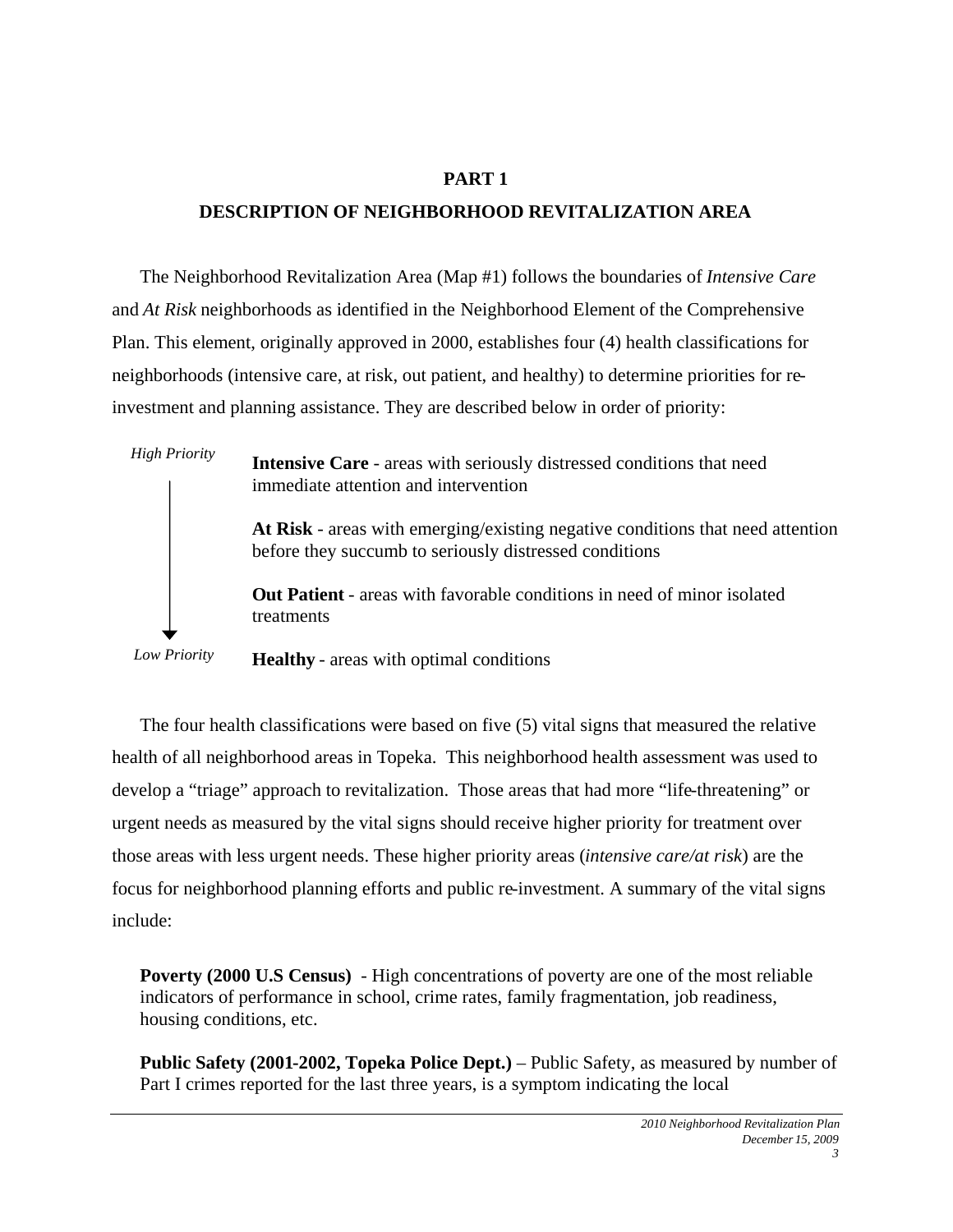## PART 1

## DESCRIPTION OF NEIGHBORHOOD REVITALIZATION AREA

The Neighborhood Revitalization Area (Map #1) follows the boundaries of *Intensive Care* and *At Risk* neighborhoods as identified in the Neighborhood Element of the Comprehensive Plan. This element, originally approved in 2000, establishes four (4) health classifications for neighborhoods (intensive care, at risk, out patient, and healthy) to determine priorities for re-investment and planning assistance. They are described below in order of priority:

*High Priority*

**Intensive Care** - areas with seriously distressed conditions that need immediate attention and intervention

**At Risk** - areas with emerging/existing negative conditions that need attention before they succumb to seriously distressed conditions

**Out Patient** - areas with favorable conditions in need of minor isolated treatments

**Healthy** - areas with optimal conditions

*Low Priority*

The four health classifications were based on five (5) vital signs that measured the relative health of all neighborhood areas in Topeka. This neighborhood health assessment was used to develop a "triage" approach to revitalization. Those areas that had more "life-threatening" or urgent needs as measured by the vital signs should receive higher priority for treatment over those areas with less urgent needs. These higher priority areas (*intensive care/at risk*) are the focus for neighborhood planning efforts and public re-investment. A summary of the vital signs include:

**Poverty (2000 U.S Census)** - High concentrations of poverty are one of the most reliable indicators of performance in school, crime rates, family fragmentation, job readiness, housing conditions, etc.

**Public Safety (2001-2002, Topeka Police Dept.)** – Public Safety, as measured by number of Part I crimes reported for the last three years, is a symptom indicating the local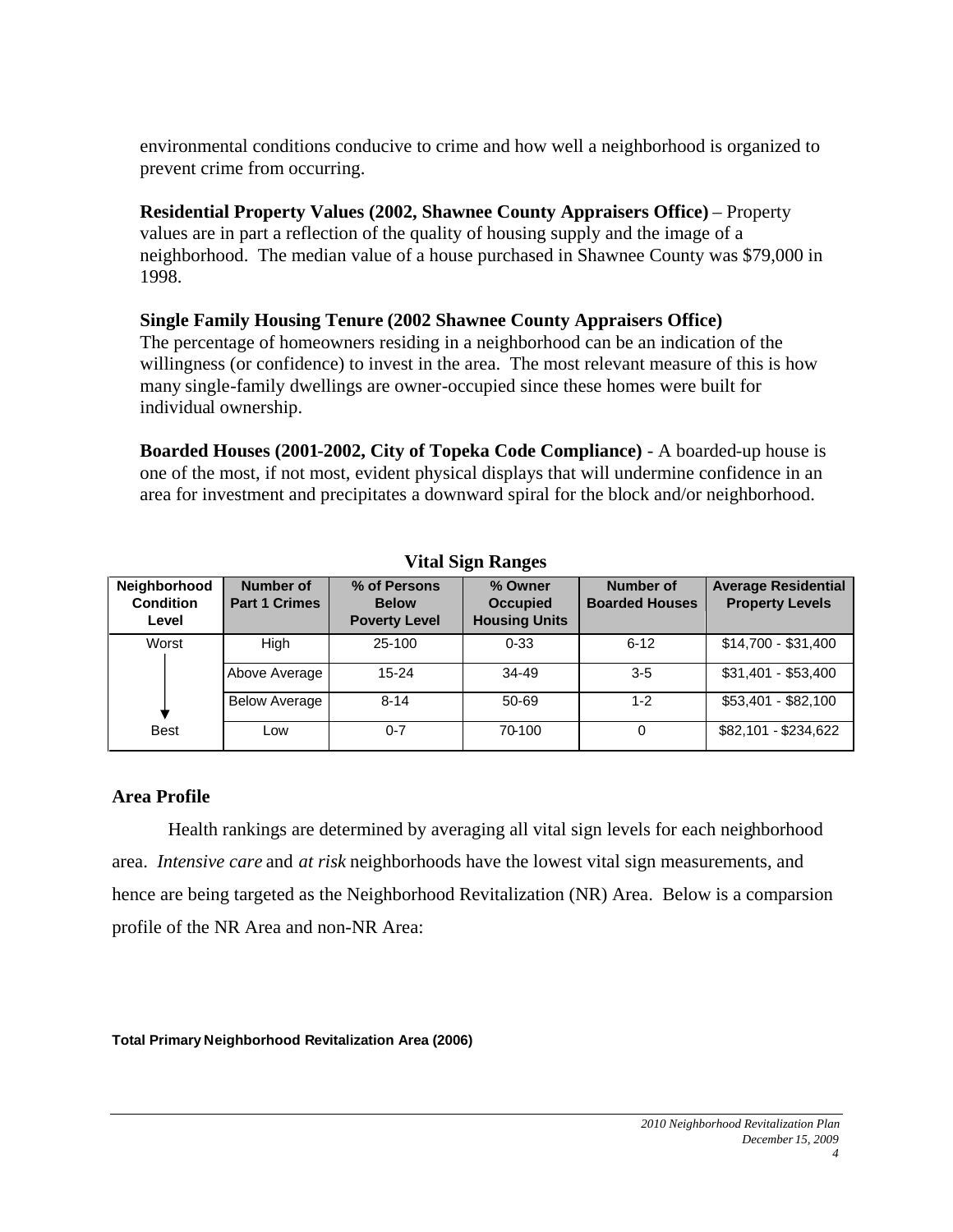environmental conditions conducive to crime and how well a neighborhood is organized to prevent crime from occurring.

**Residential Property Values (2002, Shawnee County Appraisers Office)** – Property values are in part a reflection of the quality of housing supply and the image of a neighborhood. The median value of a house purchased in Shawnee County was $79,000 in 1998.

**Single Family Housing Tenure (2002 Shawnee County Appraisers Office)**
The percentage of homeowners residing in a neighborhood can be an indication of the willingness (or confidence) to invest in the area. The most relevant measure of this is how many single-family dwellings are owner-occupied since these homes were built for individual ownership.

**Boarded Houses (2001-2002, City of Topeka Code Compliance)** - A boarded-up house is one of the most, if not most, evident physical displays that will undermine confidence in an area for investment and precipitates a downward spiral for the block and/or neighborhood.

**Vital Sign Ranges**

| Neighborhood Condition Level | Number of Part 1 Crimes | % of Persons Below Poverty Level | % Owner Occupied Housing Units | Number of Boarded Houses | Average Residential Property Levels |
|---|---|---|---|---|---|
| Worst | High | 25-100 | 0-33 | 6-12 | $14,700 - $31,400 |
| | Above Average | 15-24 | 34-49 | 3-5 | $31,401 - $53,400 |
| | Below Average | 8-14 | 50-69 | 1-2 | $53,401 - $82,100 |
| Best | Low | 0-7 | 70-100 | 0 | $82,101 - $234,622 |

## Area Profile

Health rankings are determined by averaging all vital sign levels for each neighborhood area. *Intensive care* and *at risk* neighborhoods have the lowest vital sign measurements, and hence are being targeted as the Neighborhood Revitalization (NR) Area. Below is a comparsion profile of the NR Area and non-NR Area:

**Total Primary Neighborhood Revitalization Area (2006)**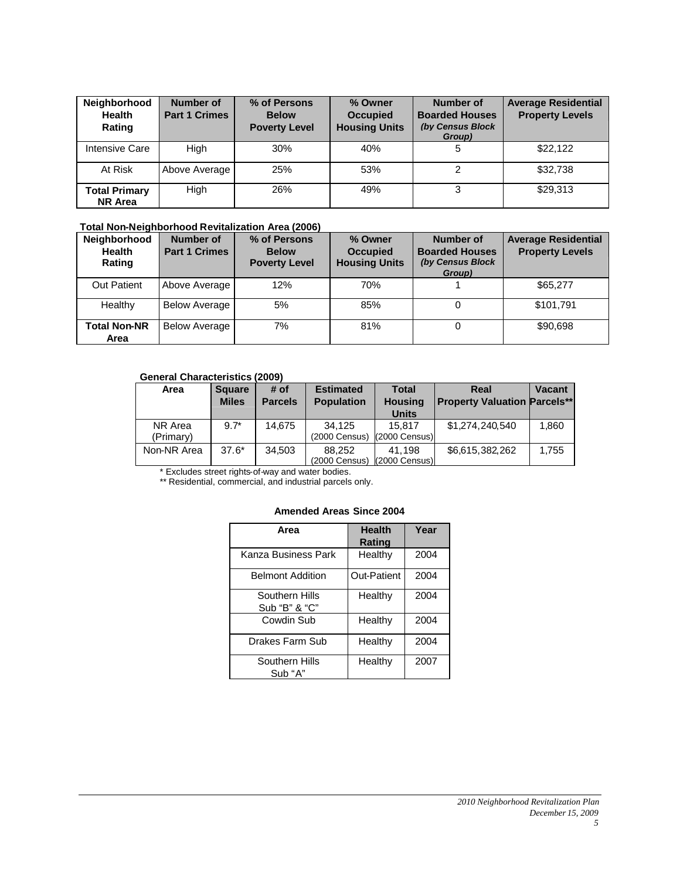| Neighborhood Health Rating | Number of Part 1 Crimes | % of Persons Below Poverty Level | % Owner Occupied Housing Units | Number of Boarded Houses *(by Census Block Group)* | Average Residential Property Levels |
|---|---|---|---|---|---|
| Intensive Care | High | 30% | 40% | 5 | $22,122 |
| At Risk | Above Average | 25% | 53% | 2 | $32,738 |
| **Total Primary NR Area** | High | 26% | 49% | 3 | $29,313 |

**Total Non-Neighborhood Revitalization Area (2006)**

| Neighborhood Health Rating | Number of Part 1 Crimes | % of Persons Below Poverty Level | % Owner Occupied Housing Units | Number of Boarded Houses *(by Census Block Group)* | Average Residential Property Levels |
|---|---|---|---|---|---|
| Out Patient | Above Average | 12% | 70% | 1 | $65,277 |
| Healthy | Below Average | 5% | 85% | 0 | $101,791 |
| **Total Non-NR Area** | Below Average | 7% | 81% | 0 | $90,698 |

**General Characteristics (2009)**

| Area | Square Miles | # of Parcels | Estimated Population | Total Housing Units | Real Property Valuation | Vacant Parcels** |
|---|---|---|---|---|---|---|
| NR Area (Primary) | 9.7* | 14,675 | 34,125 (2000 Census) | 15,817 (2000 Census) | $1,274,240,540 | 1,860 |
| Non-NR Area | 37.6* | 34,503 | 88,252 (2000 Census) | 41,198 (2000 Census) | $6,615,382,262 | 1,755 |

\* Excludes street rights-of-way and water bodies.

** Residential, commercial, and industrial parcels only.

**Amended Areas Since 2004**

| Area | Health Rating | Year |
|---|---|---|
| Kanza Business Park | Healthy | 2004 |
| Belmont Addition | Out-Patient | 2004 |
| Southern Hills Sub "B" & "C" | Healthy | 2004 |
| Cowdin Sub | Healthy | 2004 |
| Drakes Farm Sub | Healthy | 2004 |
| Southern Hills Sub "A" | Healthy | 2007 |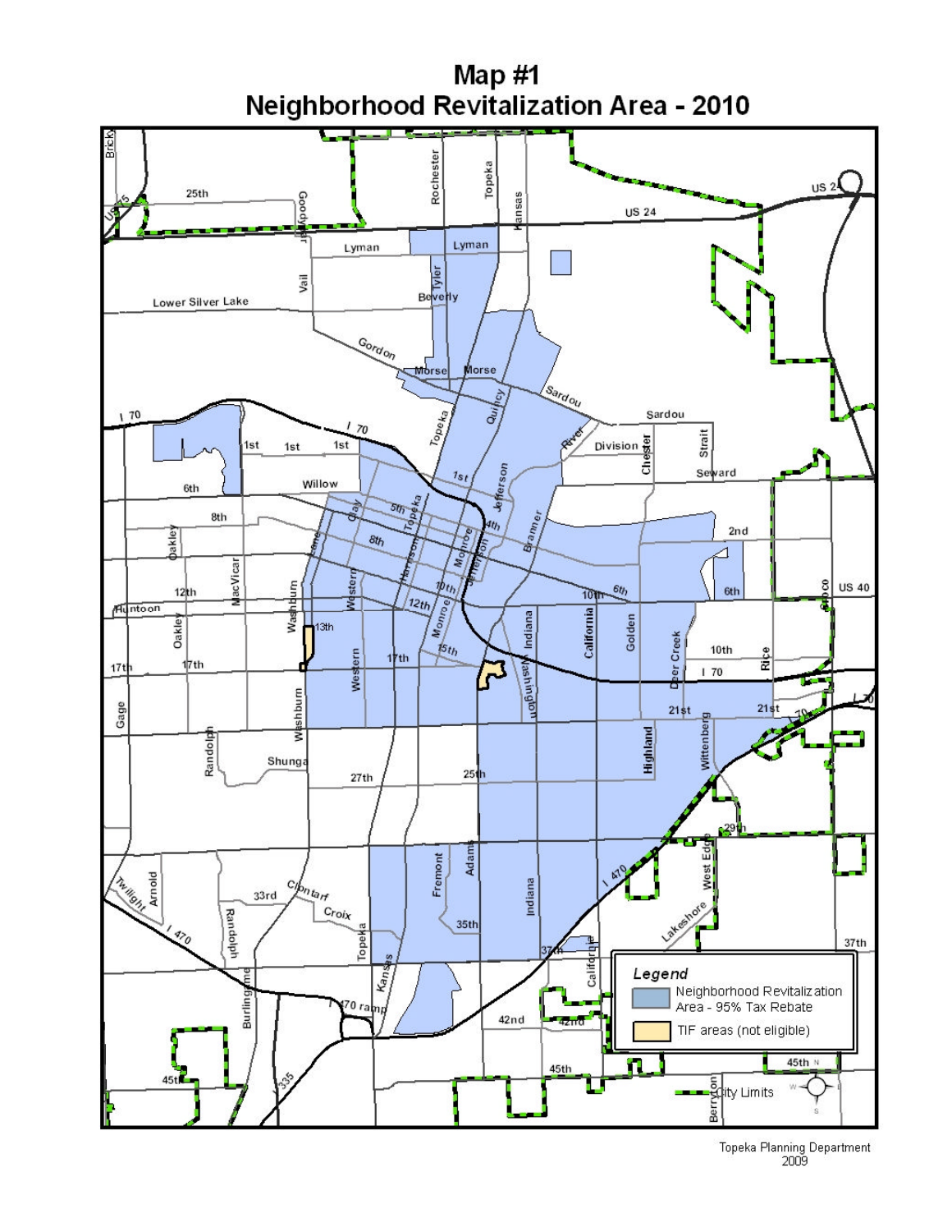# Map #1
## Neighborhood Revitalization Area - 2010

**Legend**

- Neighborhood Revitalization Area - 95% Tax Rebate
- TIF areas (not eligible)
- City Limits

Topeka Planning Department
2009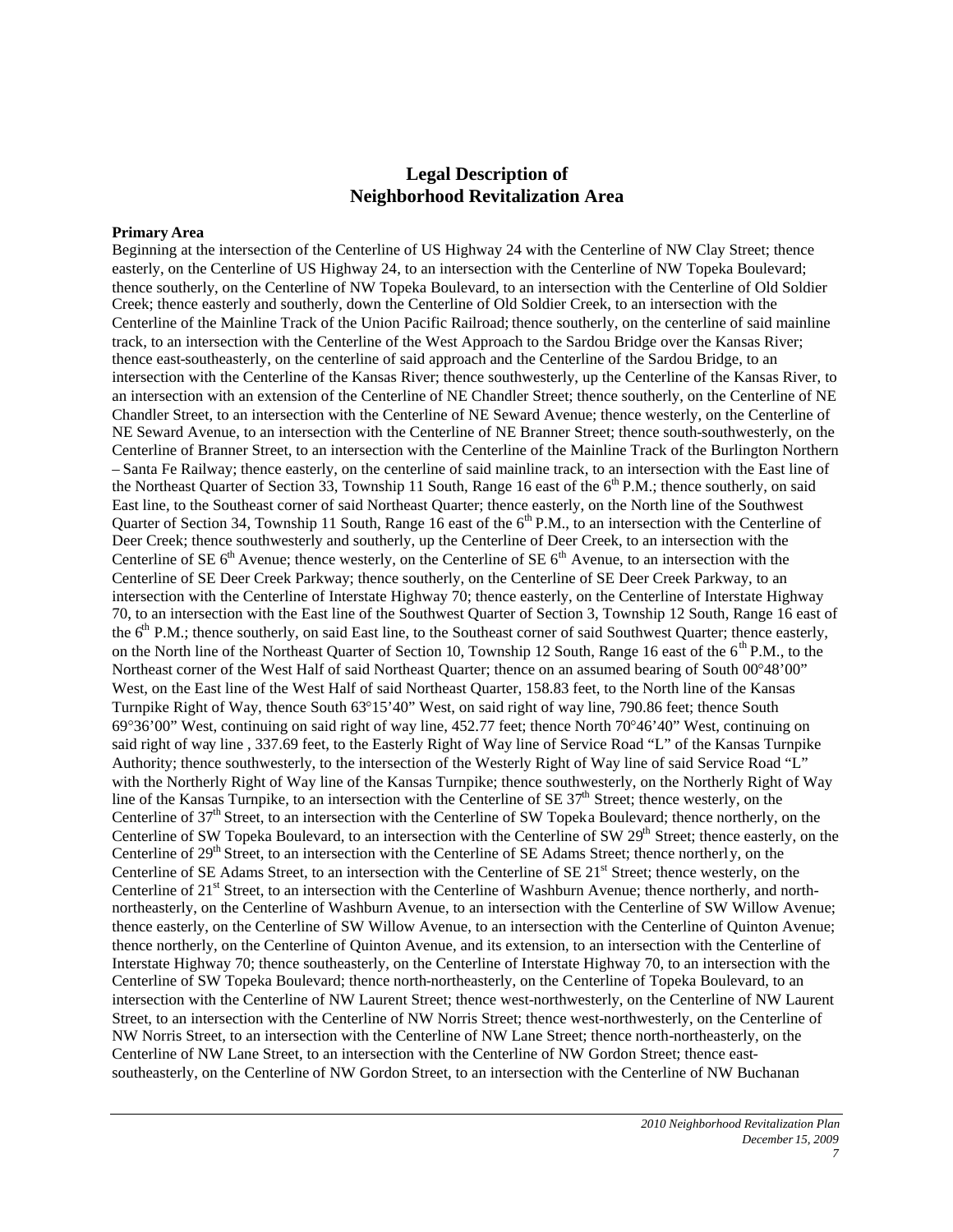## Legal Description of Neighborhood Revitalization Area

**Primary Area**

Beginning at the intersection of the Centerline of US Highway 24 with the Centerline of NW Clay Street; thence easterly, on the Centerline of US Highway 24, to an intersection with the Centerline of NW Topeka Boulevard; thence southerly, on the Centerline of NW Topeka Boulevard, to an intersection with the Centerline of Old Soldier Creek; thence easterly and southerly, down the Centerline of Old Soldier Creek, to an intersection with the Centerline of the Mainline Track of the Union Pacific Railroad; thence southerly, on the centerline of said mainline track, to an intersection with the Centerline of the West Approach to the Sardou Bridge over the Kansas River; thence east-southeasterly, on the centerline of said approach and the Centerline of the Sardou Bridge, to an intersection with the Centerline of the Kansas River; thence southwesterly, up the Centerline of the Kansas River, to an intersection with an extension of the Centerline of NE Chandler Street; thence southerly, on the Centerline of NE Chandler Street, to an intersection with the Centerline of NE Seward Avenue; thence westerly, on the Centerline of NE Seward Avenue, to an intersection with the Centerline of NE Branner Street; thence south-southwesterly, on the Centerline of Branner Street, to an intersection with the Centerline of the Mainline Track of the Burlington Northern – Santa Fe Railway; thence easterly, on the centerline of said mainline track, to an intersection with the East line of the Northeast Quarter of Section 33, Township 11 South, Range 16 east of the 6th P.M.; thence southerly, on said East line, to the Southeast corner of said Northeast Quarter; thence easterly, on the North line of the Southwest Quarter of Section 34, Township 11 South, Range 16 east of the 6th P.M., to an intersection with the Centerline of Deer Creek; thence southwesterly and southerly, up the Centerline of Deer Creek, to an intersection with the Centerline of SE 6th Avenue; thence westerly, on the Centerline of SE 6th Avenue, to an intersection with the Centerline of SE Deer Creek Parkway; thence southerly, on the Centerline of SE Deer Creek Parkway, to an intersection with the Centerline of Interstate Highway 70; thence easterly, on the Centerline of Interstate Highway 70, to an intersection with the East line of the Southwest Quarter of Section 3, Township 12 South, Range 16 east of the 6th P.M.; thence southerly, on said East line, to the Southeast corner of said Southwest Quarter; thence easterly, on the North line of the Northeast Quarter of Section 10, Township 12 South, Range 16 east of the 6th P.M., to the Northeast corner of the West Half of said Northeast Quarter; thence on an assumed bearing of South 00°48'00" West, on the East line of the West Half of said Northeast Quarter, 158.83 feet, to the North line of the Kansas Turnpike Right of Way, thence South 63°15'40" West, on said right of way line, 790.86 feet; thence South 69°36'00" West, continuing on said right of way line, 452.77 feet; thence North 70°46'40" West, continuing on said right of way line , 337.69 feet, to the Easterly Right of Way line of Service Road "L" of the Kansas Turnpike Authority; thence southwesterly, to the intersection of the Westerly Right of Way line of said Service Road "L" with the Northerly Right of Way line of the Kansas Turnpike; thence southwesterly, on the Northerly Right of Way line of the Kansas Turnpike, to an intersection with the Centerline of SE 37th Street; thence westerly, on the Centerline of 37th Street, to an intersection with the Centerline of SW Topeka Boulevard; thence northerly, on the Centerline of SW Topeka Boulevard, to an intersection with the Centerline of SW 29th Street; thence easterly, on the Centerline of 29th Street, to an intersection with the Centerline of SE Adams Street; thence northerly, on the Centerline of SE Adams Street, to an intersection with the Centerline of SE 21st Street; thence westerly, on the Centerline of 21st Street, to an intersection with the Centerline of Washburn Avenue; thence northerly, and north-northeasterly, on the Centerline of Washburn Avenue, to an intersection with the Centerline of SW Willow Avenue; thence easterly, on the Centerline of SW Willow Avenue, to an intersection with the Centerline of Quinton Avenue; thence northerly, on the Centerline of Quinton Avenue, and its extension, to an intersection with the Centerline of Interstate Highway 70; thence southeasterly, on the Centerline of Interstate Highway 70, to an intersection with the Centerline of SW Topeka Boulevard; thence north-northeasterly, on the Centerline of Topeka Boulevard, to an intersection with the Centerline of NW Laurent Street; thence west-northwesterly, on the Centerline of NW Laurent Street, to an intersection with the Centerline of NW Norris Street; thence west-northwesterly, on the Centerline of NW Norris Street, to an intersection with the Centerline of NW Lane Street; thence north-northeasterly, on the Centerline of NW Lane Street, to an intersection with the Centerline of NW Gordon Street; thence east-southeasterly, on the Centerline of NW Gordon Street, to an intersection with the Centerline of NW Buchanan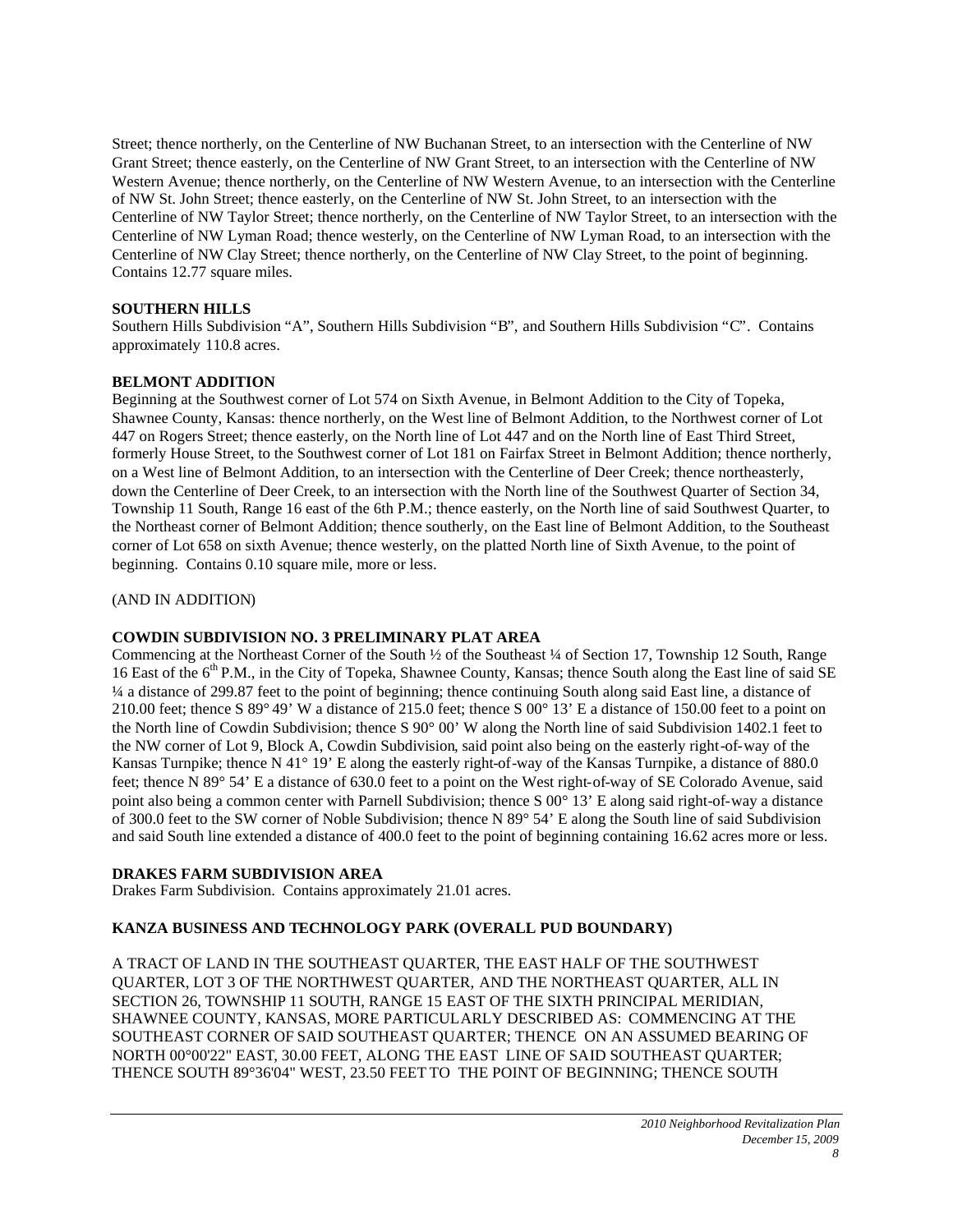Street; thence northerly, on the Centerline of NW Buchanan Street, to an intersection with the Centerline of NW Grant Street; thence easterly, on the Centerline of NW Grant Street, to an intersection with the Centerline of NW Western Avenue; thence northerly, on the Centerline of NW Western Avenue, to an intersection with the Centerline of NW St. John Street; thence easterly, on the Centerline of NW St. John Street, to an intersection with the Centerline of NW Taylor Street; thence northerly, on the Centerline of NW Taylor Street, to an intersection with the Centerline of NW Lyman Road; thence westerly, on the Centerline of NW Lyman Road, to an intersection with the Centerline of NW Clay Street; thence northerly, on the Centerline of NW Clay Street, to the point of beginning. Contains 12.77 square miles.

**SOUTHERN HILLS**

Southern Hills Subdivision "A", Southern Hills Subdivision "B", and Southern Hills Subdivision "C". Contains approximately 110.8 acres.

**BELMONT ADDITION**

Beginning at the Southwest corner of Lot 574 on Sixth Avenue, in Belmont Addition to the City of Topeka, Shawnee County, Kansas: thence northerly, on the West line of Belmont Addition, to the Northwest corner of Lot 447 on Rogers Street; thence easterly, on the North line of Lot 447 and on the North line of East Third Street, formerly House Street, to the Southwest corner of Lot 181 on Fairfax Street in Belmont Addition; thence northerly, on a West line of Belmont Addition, to an intersection with the Centerline of Deer Creek; thence northeasterly, down the Centerline of Deer Creek, to an intersection with the North line of the Southwest Quarter of Section 34, Township 11 South, Range 16 east of the 6th P.M.; thence easterly, on the North line of said Southwest Quarter, to the Northeast corner of Belmont Addition; thence southerly, on the East line of Belmont Addition, to the Southeast corner of Lot 658 on sixth Avenue; thence westerly, on the platted North line of Sixth Avenue, to the point of beginning. Contains 0.10 square mile, more or less.

(AND IN ADDITION)

**COWDIN SUBDIVISION NO. 3 PRELIMINARY PLAT AREA**

Commencing at the Northeast Corner of the South ½ of the Southeast ¼ of Section 17, Township 12 South, Range 16 East of the 6th P.M., in the City of Topeka, Shawnee County, Kansas; thence South along the East line of said SE ¼ a distance of 299.87 feet to the point of beginning; thence continuing South along said East line, a distance of 210.00 feet; thence S 89° 49' W a distance of 215.0 feet; thence S 00° 13' E a distance of 150.00 feet to a point on the North line of Cowdin Subdivision; thence S 90° 00' W along the North line of said Subdivision 1402.1 feet to the NW corner of Lot 9, Block A, Cowdin Subdivision, said point also being on the easterly right-of-way of the Kansas Turnpike; thence N 41° 19' E along the easterly right-of-way of the Kansas Turnpike, a distance of 880.0 feet; thence N 89° 54' E a distance of 630.0 feet to a point on the West right-of-way of SE Colorado Avenue, said point also being a common center with Parnell Subdivision; thence S 00° 13' E along said right-of-way a distance of 300.0 feet to the SW corner of Noble Subdivision; thence N 89° 54' E along the South line of said Subdivision and said South line extended a distance of 400.0 feet to the point of beginning containing 16.62 acres more or less.

**DRAKES FARM SUBDIVISION AREA**

Drakes Farm Subdivision. Contains approximately 21.01 acres.

**KANZA BUSINESS AND TECHNOLOGY PARK (OVERALL PUD BOUNDARY)**

A TRACT OF LAND IN THE SOUTHEAST QUARTER, THE EAST HALF OF THE SOUTHWEST QUARTER, LOT 3 OF THE NORTHWEST QUARTER, AND THE NORTHEAST QUARTER, ALL IN SECTION 26, TOWNSHIP 11 SOUTH, RANGE 15 EAST OF THE SIXTH PRINCIPAL MERIDIAN, SHAWNEE COUNTY, KANSAS, MORE PARTICULARLY DESCRIBED AS: COMMENCING AT THE SOUTHEAST CORNER OF SAID SOUTHEAST QUARTER; THENCE ON AN ASSUMED BEARING OF NORTH 00°00'22" EAST, 30.00 FEET, ALONG THE EAST LINE OF SAID SOUTHEAST QUARTER; THENCE SOUTH 89°36'04" WEST, 23.50 FEET TO THE POINT OF BEGINNING; THENCE SOUTH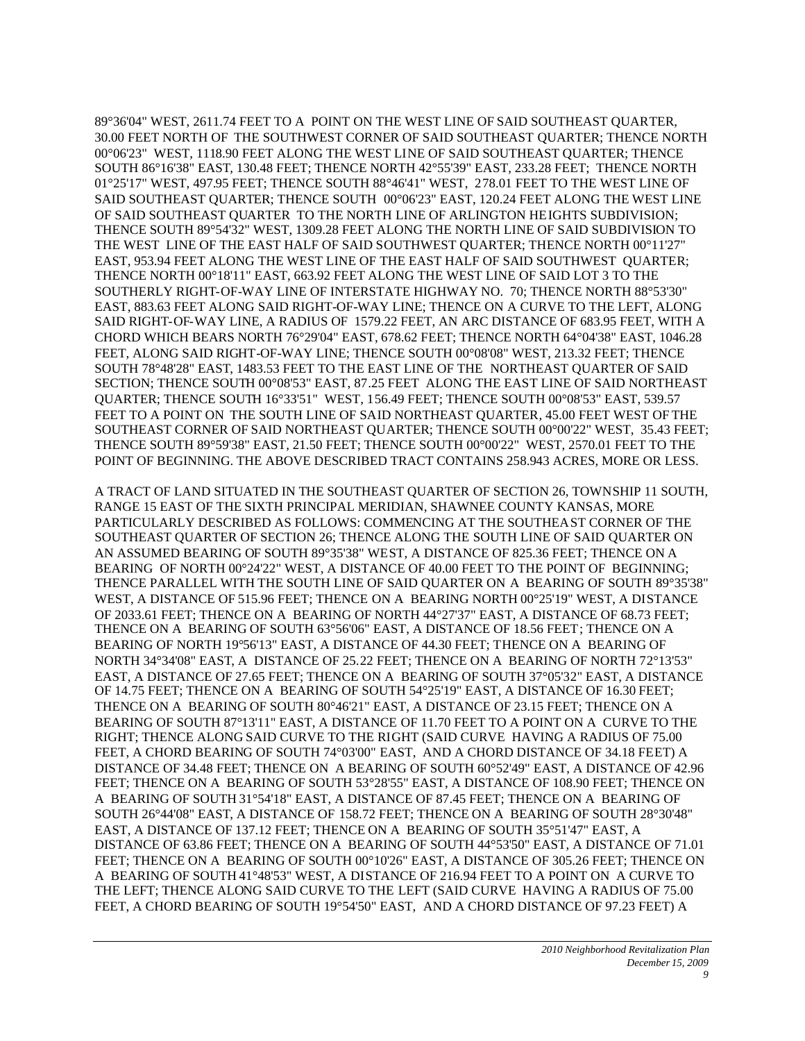89°36'04" WEST, 2611.74 FEET TO A POINT ON THE WEST LINE OF SAID SOUTHEAST QUARTER, 30.00 FEET NORTH OF THE SOUTHWEST CORNER OF SAID SOUTHEAST QUARTER; THENCE NORTH 00°06'23" WEST, 1118.90 FEET ALONG THE WEST LINE OF SAID SOUTHEAST QUARTER; THENCE SOUTH 86°16'38" EAST, 130.48 FEET; THENCE NORTH 42°55'39" EAST, 233.28 FEET; THENCE NORTH 01°25'17" WEST, 497.95 FEET; THENCE SOUTH 88°46'41" WEST, 278.01 FEET TO THE WEST LINE OF SAID SOUTHEAST QUARTER; THENCE SOUTH 00°06'23" EAST, 120.24 FEET ALONG THE WEST LINE OF SAID SOUTHEAST QUARTER TO THE NORTH LINE OF ARLINGTON HEIGHTS SUBDIVISION; THENCE SOUTH 89°54'32" WEST, 1309.28 FEET ALONG THE NORTH LINE OF SAID SUBDIVISION TO THE WEST LINE OF THE EAST HALF OF SAID SOUTHWEST QUARTER; THENCE NORTH 00°11'27" EAST, 953.94 FEET ALONG THE WEST LINE OF THE EAST HALF OF SAID SOUTHWEST QUARTER; THENCE NORTH 00°18'11" EAST, 663.92 FEET ALONG THE WEST LINE OF SAID LOT 3 TO THE SOUTHERLY RIGHT-OF-WAY LINE OF INTERSTATE HIGHWAY NO. 70; THENCE NORTH 88°53'30" EAST, 883.63 FEET ALONG SAID RIGHT-OF-WAY LINE; THENCE ON A CURVE TO THE LEFT, ALONG SAID RIGHT-OF-WAY LINE, A RADIUS OF 1579.22 FEET, AN ARC DISTANCE OF 683.95 FEET, WITH A CHORD WHICH BEARS NORTH 76°29'04" EAST, 678.62 FEET; THENCE NORTH 64°04'38" EAST, 1046.28 FEET, ALONG SAID RIGHT-OF-WAY LINE; THENCE SOUTH 00°08'08" WEST, 213.32 FEET; THENCE SOUTH 78°48'28" EAST, 1483.53 FEET TO THE EAST LINE OF THE NORTHEAST QUARTER OF SAID SECTION; THENCE SOUTH 00°08'53" EAST, 87.25 FEET ALONG THE EAST LINE OF SAID NORTHEAST QUARTER; THENCE SOUTH 16°33'51" WEST, 156.49 FEET; THENCE SOUTH 00°08'53" EAST, 539.57 FEET TO A POINT ON THE SOUTH LINE OF SAID NORTHEAST QUARTER, 45.00 FEET WEST OF THE SOUTHEAST CORNER OF SAID NORTHEAST QUARTER; THENCE SOUTH 00°00'22" WEST, 35.43 FEET; THENCE SOUTH 89°59'38" EAST, 21.50 FEET; THENCE SOUTH 00°00'22" WEST, 2570.01 FEET TO THE POINT OF BEGINNING. THE ABOVE DESCRIBED TRACT CONTAINS 258.943 ACRES, MORE OR LESS.

A TRACT OF LAND SITUATED IN THE SOUTHEAST QUARTER OF SECTION 26, TOWNSHIP 11 SOUTH, RANGE 15 EAST OF THE SIXTH PRINCIPAL MERIDIAN, SHAWNEE COUNTY KANSAS, MORE PARTICULARLY DESCRIBED AS FOLLOWS: COMMENCING AT THE SOUTHEAST CORNER OF THE SOUTHEAST QUARTER OF SECTION 26; THENCE ALONG THE SOUTH LINE OF SAID QUARTER ON AN ASSUMED BEARING OF SOUTH 89°35'38" WEST, A DISTANCE OF 825.36 FEET; THENCE ON A BEARING OF NORTH 00°24'22" WEST, A DISTANCE OF 40.00 FEET TO THE POINT OF BEGINNING; THENCE PARALLEL WITH THE SOUTH LINE OF SAID QUARTER ON A BEARING OF SOUTH 89°35'38" WEST, A DISTANCE OF 515.96 FEET; THENCE ON A BEARING NORTH 00°25'19" WEST, A DISTANCE OF 2033.61 FEET; THENCE ON A BEARING OF NORTH 44°27'37" EAST, A DISTANCE OF 68.73 FEET; THENCE ON A BEARING OF SOUTH 63°56'06" EAST, A DISTANCE OF 18.56 FEET; THENCE ON A BEARING OF NORTH 19°56'13" EAST, A DISTANCE OF 44.30 FEET; THENCE ON A BEARING OF NORTH 34°34'08" EAST, A DISTANCE OF 25.22 FEET; THENCE ON A BEARING OF NORTH 72°13'53" EAST, A DISTANCE OF 27.65 FEET; THENCE ON A BEARING OF SOUTH 37°05'32" EAST, A DISTANCE OF 14.75 FEET; THENCE ON A BEARING OF SOUTH 54°25'19" EAST, A DISTANCE OF 16.30 FEET; THENCE ON A BEARING OF SOUTH 80°46'21" EAST, A DISTANCE OF 23.15 FEET; THENCE ON A BEARING OF SOUTH 87°13'11" EAST, A DISTANCE OF 11.70 FEET TO A POINT ON A CURVE TO THE RIGHT; THENCE ALONG SAID CURVE TO THE RIGHT (SAID CURVE HAVING A RADIUS OF 75.00 FEET, A CHORD BEARING OF SOUTH 74°03'00" EAST, AND A CHORD DISTANCE OF 34.18 FEET) A DISTANCE OF 34.48 FEET; THENCE ON A BEARING OF SOUTH 60°52'49" EAST, A DISTANCE OF 42.96 FEET; THENCE ON A BEARING OF SOUTH 53°28'55" EAST, A DISTANCE OF 108.90 FEET; THENCE ON A BEARING OF SOUTH 31°54'18" EAST, A DISTANCE OF 87.45 FEET; THENCE ON A BEARING OF SOUTH 26°44'08" EAST, A DISTANCE OF 158.72 FEET; THENCE ON A BEARING OF SOUTH 28°30'48" EAST, A DISTANCE OF 137.12 FEET; THENCE ON A BEARING OF SOUTH 35°51'47" EAST, A DISTANCE OF 63.86 FEET; THENCE ON A BEARING OF SOUTH 44°53'50" EAST, A DISTANCE OF 71.01 FEET; THENCE ON A BEARING OF SOUTH 00°10'26" EAST, A DISTANCE OF 305.26 FEET; THENCE ON A BEARING OF SOUTH 41°48'53" WEST, A DISTANCE OF 216.94 FEET TO A POINT ON A CURVE TO THE LEFT; THENCE ALONG SAID CURVE TO THE LEFT (SAID CURVE HAVING A RADIUS OF 75.00 FEET, A CHORD BEARING OF SOUTH 19°54'50" EAST, AND A CHORD DISTANCE OF 97.23 FEET) A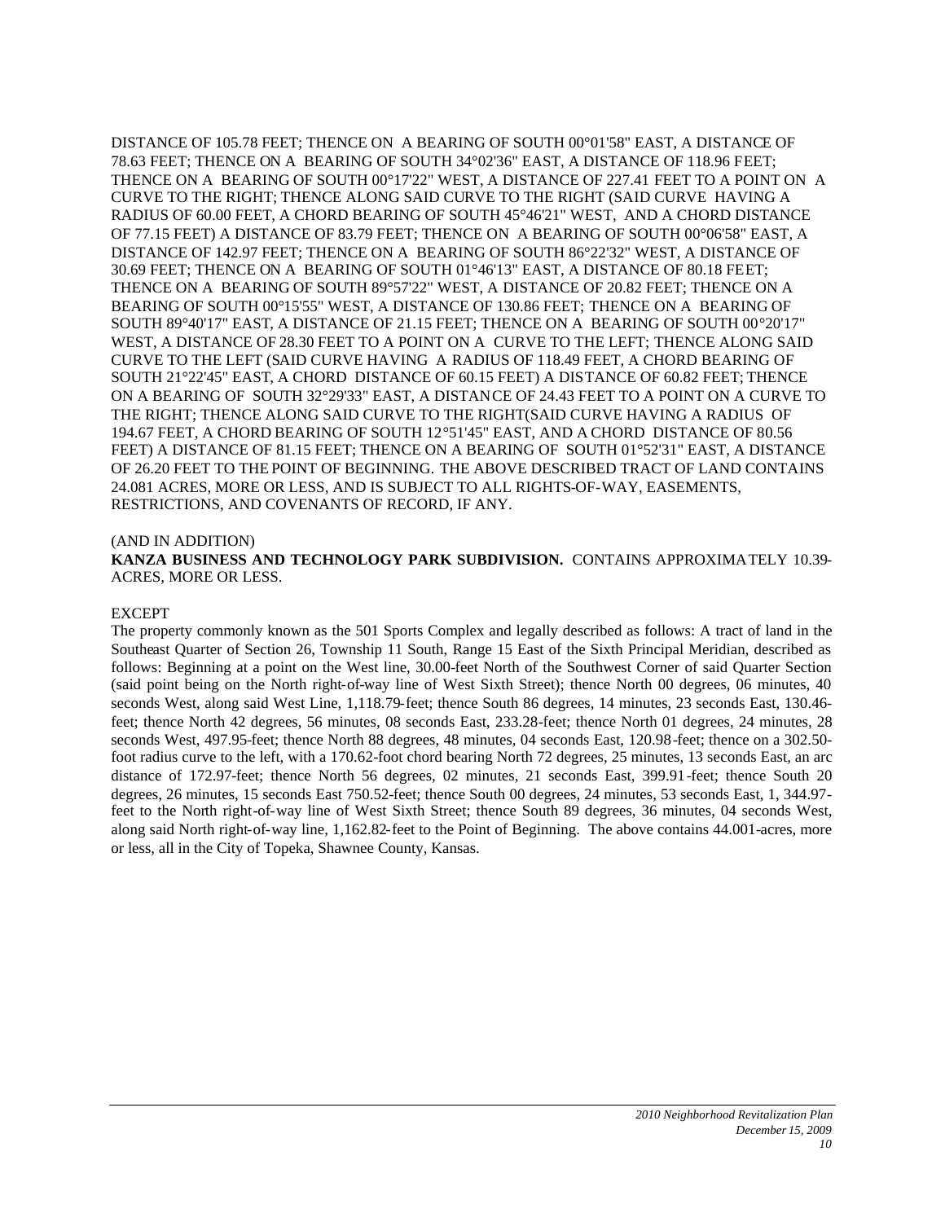DISTANCE OF 105.78 FEET; THENCE ON A BEARING OF SOUTH 00°01'58" EAST, A DISTANCE OF 78.63 FEET; THENCE ON A BEARING OF SOUTH 34°02'36" EAST, A DISTANCE OF 118.96 FEET; THENCE ON A BEARING OF SOUTH 00°17'22" WEST, A DISTANCE OF 227.41 FEET TO A POINT ON A CURVE TO THE RIGHT; THENCE ALONG SAID CURVE TO THE RIGHT (SAID CURVE HAVING A RADIUS OF 60.00 FEET, A CHORD BEARING OF SOUTH 45°46'21" WEST, AND A CHORD DISTANCE OF 77.15 FEET) A DISTANCE OF 83.79 FEET; THENCE ON A BEARING OF SOUTH 00°06'58" EAST, A DISTANCE OF 142.97 FEET; THENCE ON A BEARING OF SOUTH 86°22'32" WEST, A DISTANCE OF 30.69 FEET; THENCE ON A BEARING OF SOUTH 01°46'13" EAST, A DISTANCE OF 80.18 FEET; THENCE ON A BEARING OF SOUTH 89°57'22" WEST, A DISTANCE OF 20.82 FEET; THENCE ON A BEARING OF SOUTH 00°15'55" WEST, A DISTANCE OF 130.86 FEET; THENCE ON A BEARING OF SOUTH 89°40'17" EAST, A DISTANCE OF 21.15 FEET; THENCE ON A BEARING OF SOUTH 00°20'17" WEST, A DISTANCE OF 28.30 FEET TO A POINT ON A CURVE TO THE LEFT; THENCE ALONG SAID CURVE TO THE LEFT (SAID CURVE HAVING A RADIUS OF 118.49 FEET, A CHORD BEARING OF SOUTH 21°22'45" EAST, A CHORD DISTANCE OF 60.15 FEET) A DISTANCE OF 60.82 FEET; THENCE ON A BEARING OF SOUTH 32°29'33" EAST, A DISTANCE OF 24.43 FEET TO A POINT ON A CURVE TO THE RIGHT; THENCE ALONG SAID CURVE TO THE RIGHT(SAID CURVE HAVING A RADIUS OF 194.67 FEET, A CHORD BEARING OF SOUTH 12°51'45" EAST, AND A CHORD DISTANCE OF 80.56 FEET) A DISTANCE OF 81.15 FEET; THENCE ON A BEARING OF SOUTH 01°52'31" EAST, A DISTANCE OF 26.20 FEET TO THE POINT OF BEGINNING. THE ABOVE DESCRIBED TRACT OF LAND CONTAINS 24.081 ACRES, MORE OR LESS, AND IS SUBJECT TO ALL RIGHTS-OF-WAY, EASEMENTS, RESTRICTIONS, AND COVENANTS OF RECORD, IF ANY.

(AND IN ADDITION)

**KANZA BUSINESS AND TECHNOLOGY PARK SUBDIVISION.** CONTAINS APPROXIMATELY 10.39-ACRES, MORE OR LESS.

EXCEPT

The property commonly known as the 501 Sports Complex and legally described as follows: A tract of land in the Southeast Quarter of Section 26, Township 11 South, Range 15 East of the Sixth Principal Meridian, described as follows: Beginning at a point on the West line, 30.00-feet North of the Southwest Corner of said Quarter Section (said point being on the North right-of-way line of West Sixth Street); thence North 00 degrees, 06 minutes, 40 seconds West, along said West Line, 1,118.79-feet; thence South 86 degrees, 14 minutes, 23 seconds East, 130.46-feet; thence North 42 degrees, 56 minutes, 08 seconds East, 233.28-feet; thence North 01 degrees, 24 minutes, 28 seconds West, 497.95-feet; thence North 88 degrees, 48 minutes, 04 seconds East, 120.98-feet; thence on a 302.50-foot radius curve to the left, with a 170.62-foot chord bearing North 72 degrees, 25 minutes, 13 seconds East, an arc distance of 172.97-feet; thence North 56 degrees, 02 minutes, 21 seconds East, 399.91-feet; thence South 20 degrees, 26 minutes, 15 seconds East 750.52-feet; thence South 00 degrees, 24 minutes, 53 seconds East, 1, 344.97-feet to the North right-of-way line of West Sixth Street; thence South 89 degrees, 36 minutes, 04 seconds West, along said North right-of-way line, 1,162.82-feet to the Point of Beginning. The above contains 44.001-acres, more or less, all in the City of Topeka, Shawnee County, Kansas.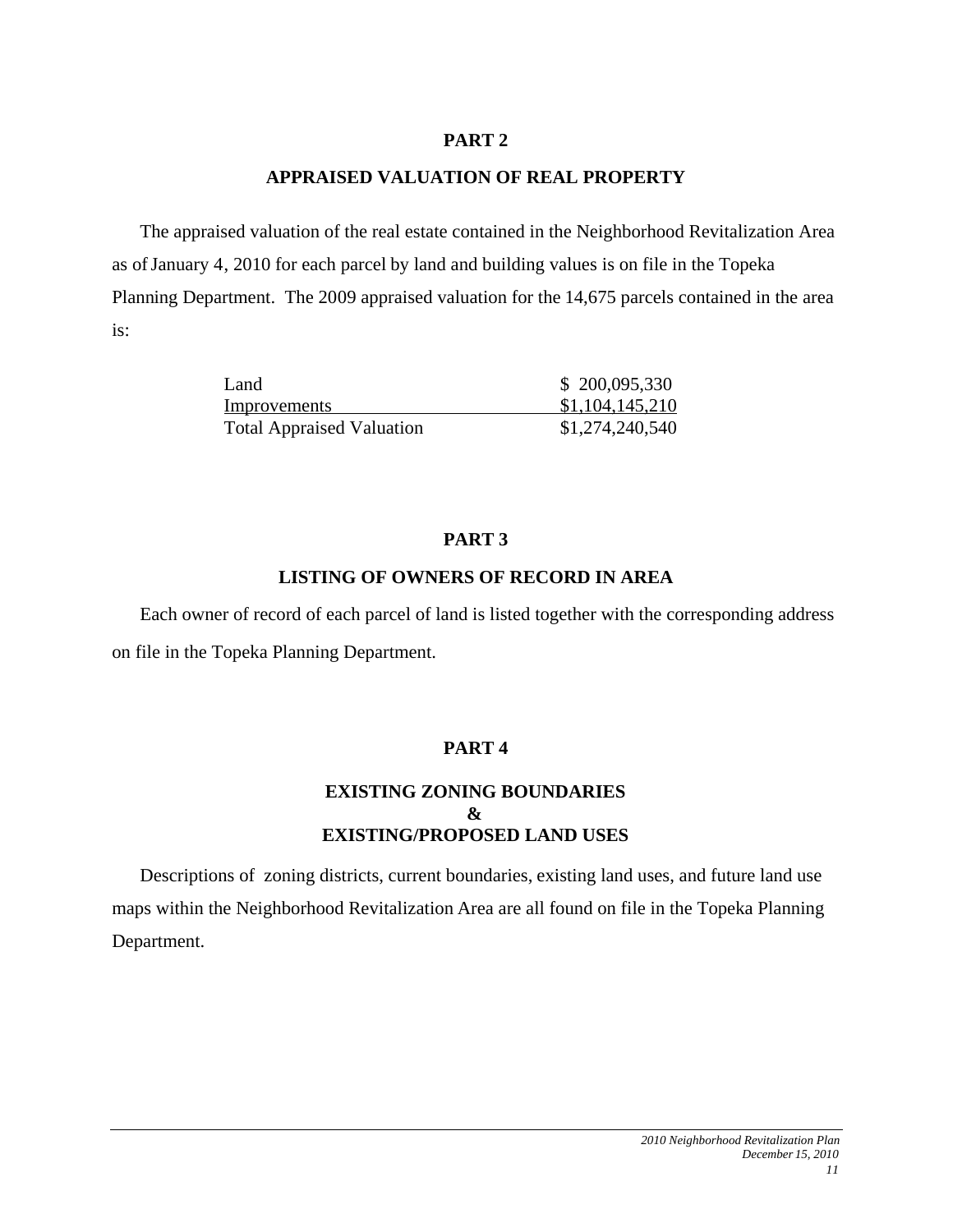## PART 2

## APPRAISED VALUATION OF REAL PROPERTY

The appraised valuation of the real estate contained in the Neighborhood Revitalization Area as of January 4, 2010 for each parcel by land and building values is on file in the Topeka Planning Department. The 2009 appraised valuation for the 14,675 parcels contained in the area is:

| | |
|---|---|
| Land | $ 200,095,330 |
| Improvements | $1,104,145,210 |
| Total Appraised Valuation | $1,274,240,540 |

## PART 3

## LISTING OF OWNERS OF RECORD IN AREA

Each owner of record of each parcel of land is listed together with the corresponding address on file in the Topeka Planning Department.

## PART 4

## EXISTING ZONING BOUNDARIES & EXISTING/PROPOSED LAND USES

Descriptions of zoning districts, current boundaries, existing land uses, and future land use maps within the Neighborhood Revitalization Area are all found on file in the Topeka Planning Department.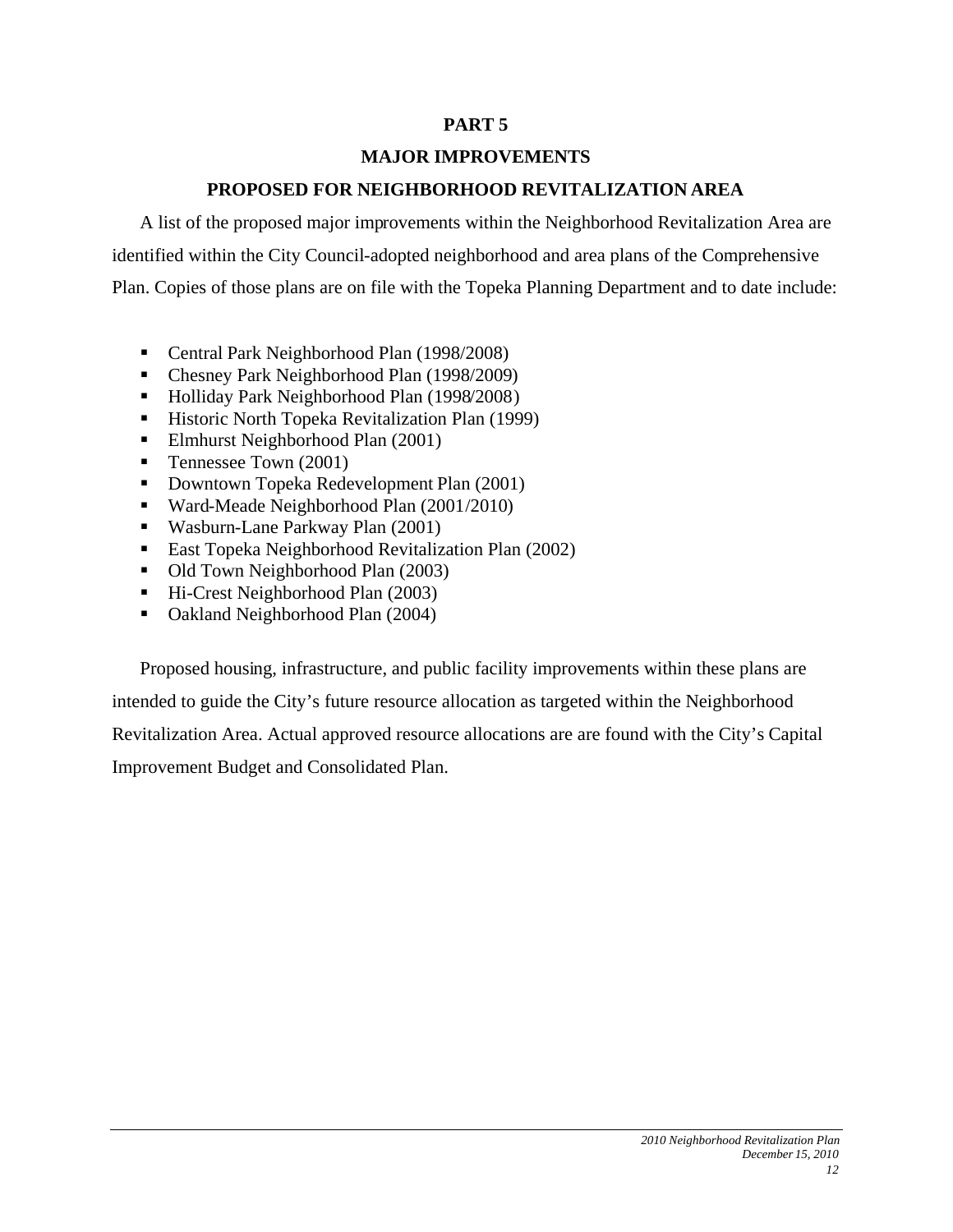# PART 5

## MAJOR IMPROVEMENTS

## PROPOSED FOR NEIGHBORHOOD REVITALIZATION AREA

A list of the proposed major improvements within the Neighborhood Revitalization Area are identified within the City Council-adopted neighborhood and area plans of the Comprehensive Plan. Copies of those plans are on file with the Topeka Planning Department and to date include:

- Central Park Neighborhood Plan (1998/2008)
- Chesney Park Neighborhood Plan (1998/2009)
- Holliday Park Neighborhood Plan (1998/2008)
- Historic North Topeka Revitalization Plan (1999)
- Elmhurst Neighborhood Plan (2001)
- Tennessee Town (2001)
- Downtown Topeka Redevelopment Plan (2001)
- Ward-Meade Neighborhood Plan (2001/2010)
- Wasburn-Lane Parkway Plan (2001)
- East Topeka Neighborhood Revitalization Plan (2002)
- Old Town Neighborhood Plan (2003)
- Hi-Crest Neighborhood Plan (2003)
- Oakland Neighborhood Plan (2004)

Proposed housing, infrastructure, and public facility improvements within these plans are intended to guide the City's future resource allocation as targeted within the Neighborhood Revitalization Area. Actual approved resource allocations are are found with the City's Capital Improvement Budget and Consolidated Plan.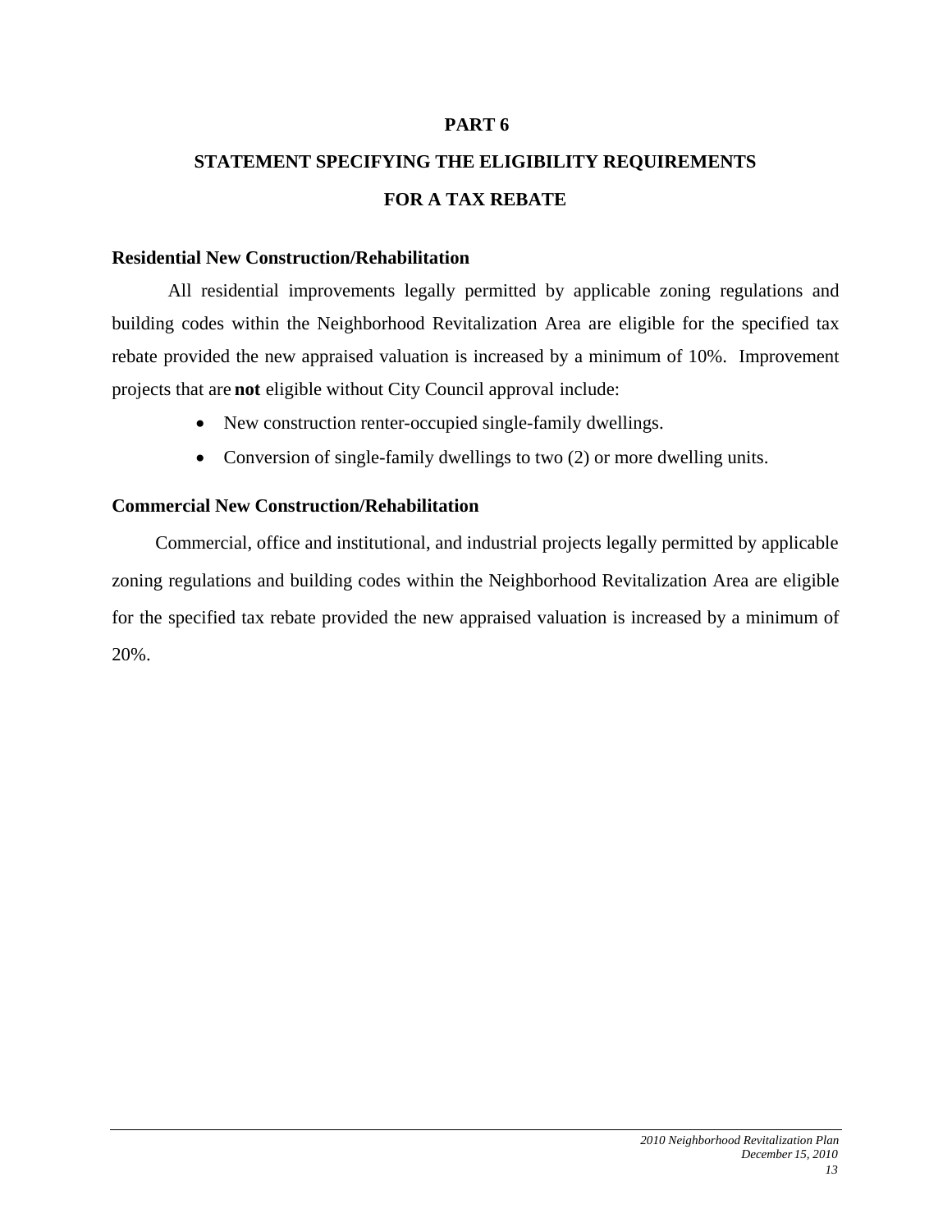# PART 6

## STATEMENT SPECIFYING THE ELIGIBILITY REQUIREMENTS FOR A TAX REBATE

### Residential New Construction/Rehabilitation

All residential improvements legally permitted by applicable zoning regulations and building codes within the Neighborhood Revitalization Area are eligible for the specified tax rebate provided the new appraised valuation is increased by a minimum of 10%. Improvement projects that are **not** eligible without City Council approval include:

- New construction renter-occupied single-family dwellings.
- Conversion of single-family dwellings to two (2) or more dwelling units.

### Commercial New Construction/Rehabilitation

Commercial, office and institutional, and industrial projects legally permitted by applicable zoning regulations and building codes within the Neighborhood Revitalization Area are eligible for the specified tax rebate provided the new appraised valuation is increased by a minimum of 20%.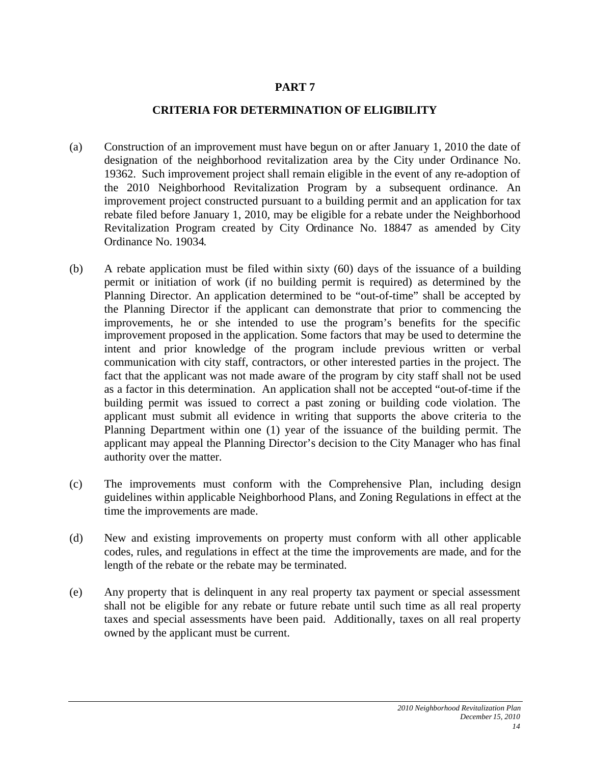# PART 7

## CRITERIA FOR DETERMINATION OF ELIGIBILITY

(a) Construction of an improvement must have begun on or after January 1, 2010 the date of designation of the neighborhood revitalization area by the City under Ordinance No. 19362. Such improvement project shall remain eligible in the event of any re-adoption of the 2010 Neighborhood Revitalization Program by a subsequent ordinance. An improvement project constructed pursuant to a building permit and an application for tax rebate filed before January 1, 2010, may be eligible for a rebate under the Neighborhood Revitalization Program created by City Ordinance No. 18847 as amended by City Ordinance No. 19034.

(b) A rebate application must be filed within sixty (60) days of the issuance of a building permit or initiation of work (if no building permit is required) as determined by the Planning Director. An application determined to be "out-of-time" shall be accepted by the Planning Director if the applicant can demonstrate that prior to commencing the improvements, he or she intended to use the program's benefits for the specific improvement proposed in the application. Some factors that may be used to determine the intent and prior knowledge of the program include previous written or verbal communication with city staff, contractors, or other interested parties in the project. The fact that the applicant was not made aware of the program by city staff shall not be used as a factor in this determination. An application shall not be accepted "out-of-time if the building permit was issued to correct a past zoning or building code violation. The applicant must submit all evidence in writing that supports the above criteria to the Planning Department within one (1) year of the issuance of the building permit. The applicant may appeal the Planning Director's decision to the City Manager who has final authority over the matter.

(c) The improvements must conform with the Comprehensive Plan, including design guidelines within applicable Neighborhood Plans, and Zoning Regulations in effect at the time the improvements are made.

(d) New and existing improvements on property must conform with all other applicable codes, rules, and regulations in effect at the time the improvements are made, and for the length of the rebate or the rebate may be terminated.

(e) Any property that is delinquent in any real property tax payment or special assessment shall not be eligible for any rebate or future rebate until such time as all real property taxes and special assessments have been paid. Additionally, taxes on all real property owned by the applicant must be current.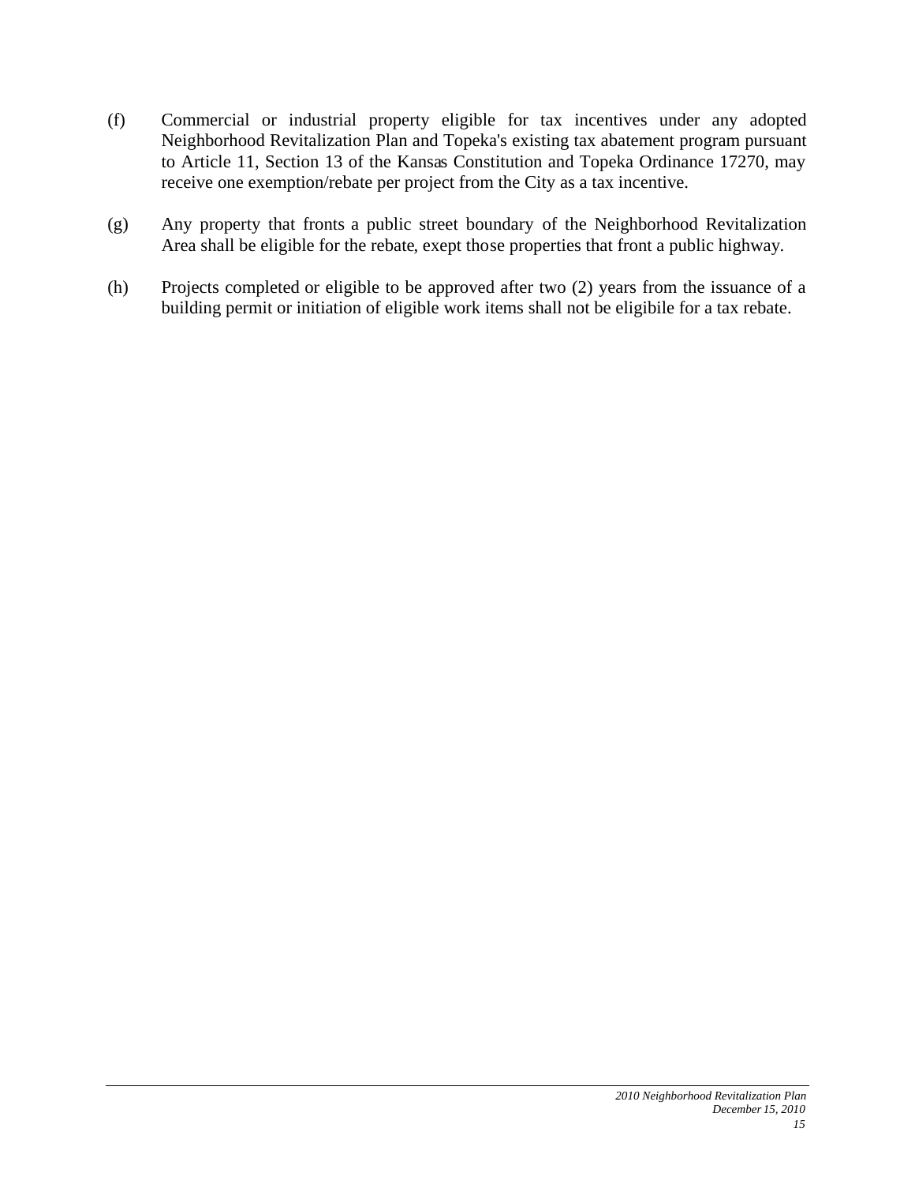(f) Commercial or industrial property eligible for tax incentives under any adopted Neighborhood Revitalization Plan and Topeka's existing tax abatement program pursuant to Article 11, Section 13 of the Kansas Constitution and Topeka Ordinance 17270, may receive one exemption/rebate per project from the City as a tax incentive.

(g) Any property that fronts a public street boundary of the Neighborhood Revitalization Area shall be eligible for the rebate, exept those properties that front a public highway.

(h) Projects completed or eligible to be approved after two (2) years from the issuance of a building permit or initiation of eligible work items shall not be eligibile for a tax rebate.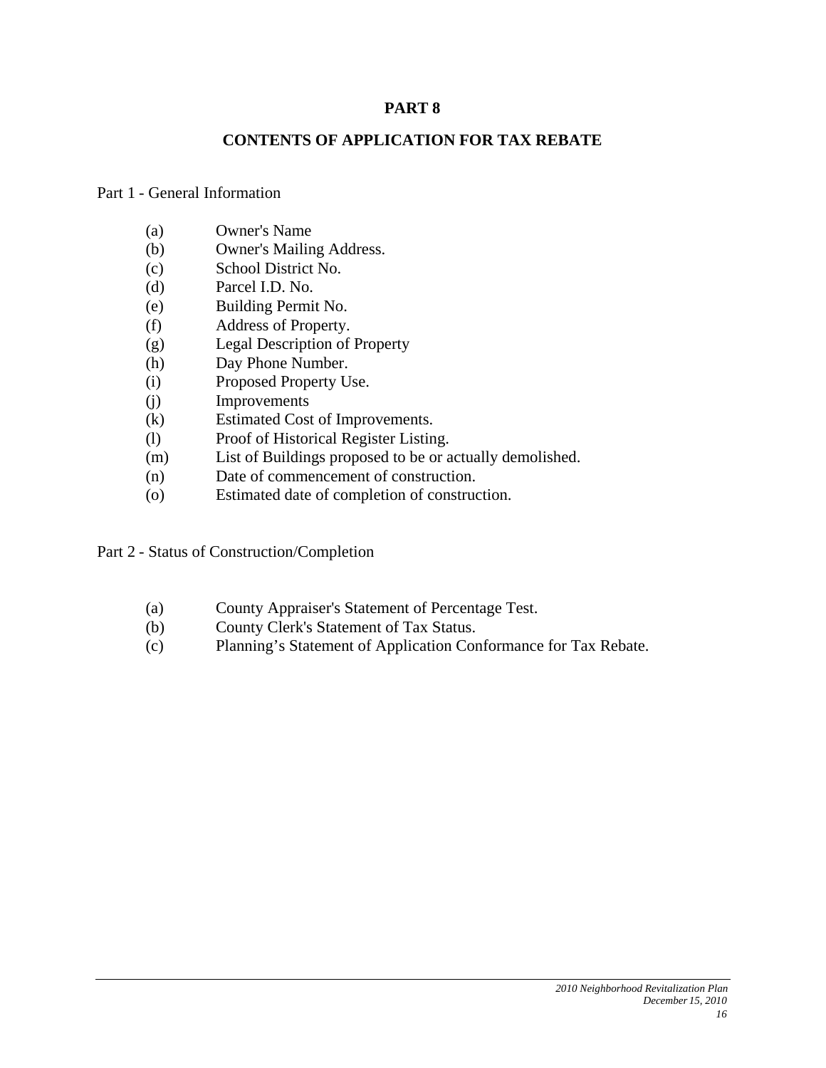# PART 8

## CONTENTS OF APPLICATION FOR TAX REBATE

Part 1 - General Information

(a) Owner's Name
(b) Owner's Mailing Address.
(c) School District No.
(d) Parcel I.D. No.
(e) Building Permit No.
(f) Address of Property.
(g) Legal Description of Property
(h) Day Phone Number.
(i) Proposed Property Use.
(j) Improvements
(k) Estimated Cost of Improvements.
(l) Proof of Historical Register Listing.
(m) List of Buildings proposed to be or actually demolished.
(n) Date of commencement of construction.
(o) Estimated date of completion of construction.

Part 2 - Status of Construction/Completion

(a) County Appraiser's Statement of Percentage Test.
(b) County Clerk's Statement of Tax Status.
(c) Planning's Statement of Application Conformance for Tax Rebate.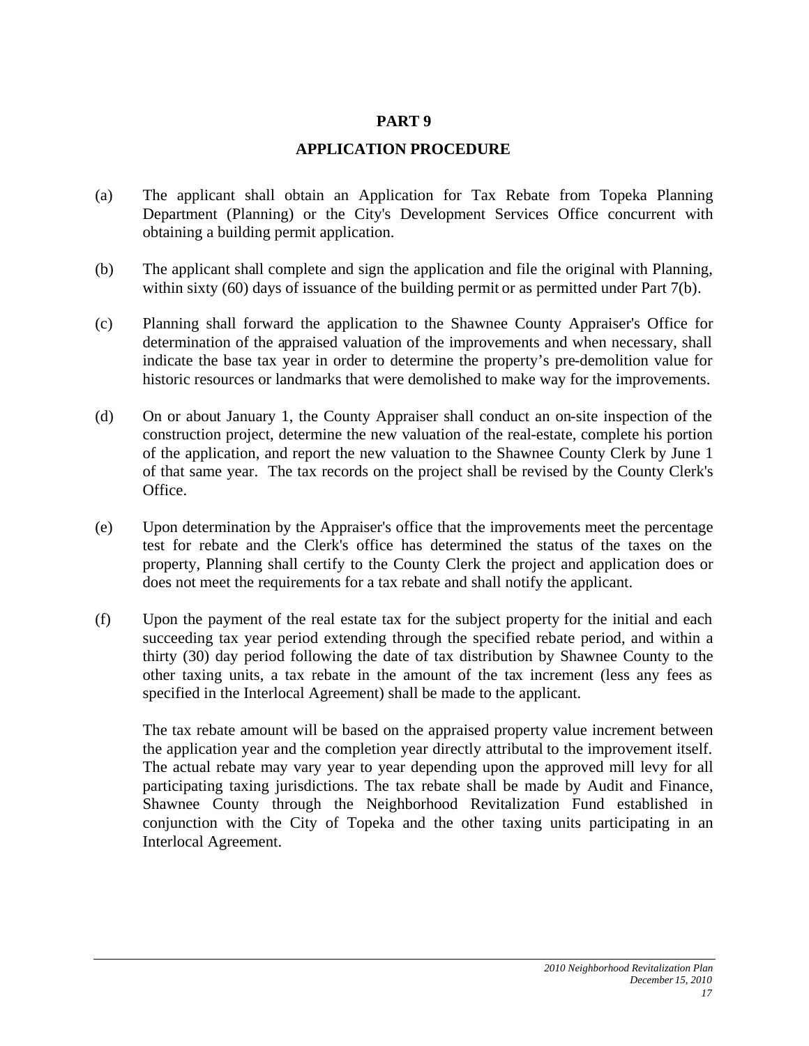# PART 9

## APPLICATION PROCEDURE

(a) The applicant shall obtain an Application for Tax Rebate from Topeka Planning Department (Planning) or the City's Development Services Office concurrent with obtaining a building permit application.

(b) The applicant shall complete and sign the application and file the original with Planning, within sixty (60) days of issuance of the building permit or as permitted under Part 7(b).

(c) Planning shall forward the application to the Shawnee County Appraiser's Office for determination of the appraised valuation of the improvements and when necessary, shall indicate the base tax year in order to determine the property's pre-demolition value for historic resources or landmarks that were demolished to make way for the improvements.

(d) On or about January 1, the County Appraiser shall conduct an on-site inspection of the construction project, determine the new valuation of the real-estate, complete his portion of the application, and report the new valuation to the Shawnee County Clerk by June 1 of that same year. The tax records on the project shall be revised by the County Clerk's Office.

(e) Upon determination by the Appraiser's office that the improvements meet the percentage test for rebate and the Clerk's office has determined the status of the taxes on the property, Planning shall certify to the County Clerk the project and application does or does not meet the requirements for a tax rebate and shall notify the applicant.

(f) Upon the payment of the real estate tax for the subject property for the initial and each succeeding tax year period extending through the specified rebate period, and within a thirty (30) day period following the date of tax distribution by Shawnee County to the other taxing units, a tax rebate in the amount of the tax increment (less any fees as specified in the Interlocal Agreement) shall be made to the applicant.

The tax rebate amount will be based on the appraised property value increment between the application year and the completion year directly attributal to the improvement itself. The actual rebate may vary year to year depending upon the approved mill levy for all participating taxing jurisdictions. The tax rebate shall be made by Audit and Finance, Shawnee County through the Neighborhood Revitalization Fund established in conjunction with the City of Topeka and the other taxing units participating in an Interlocal Agreement.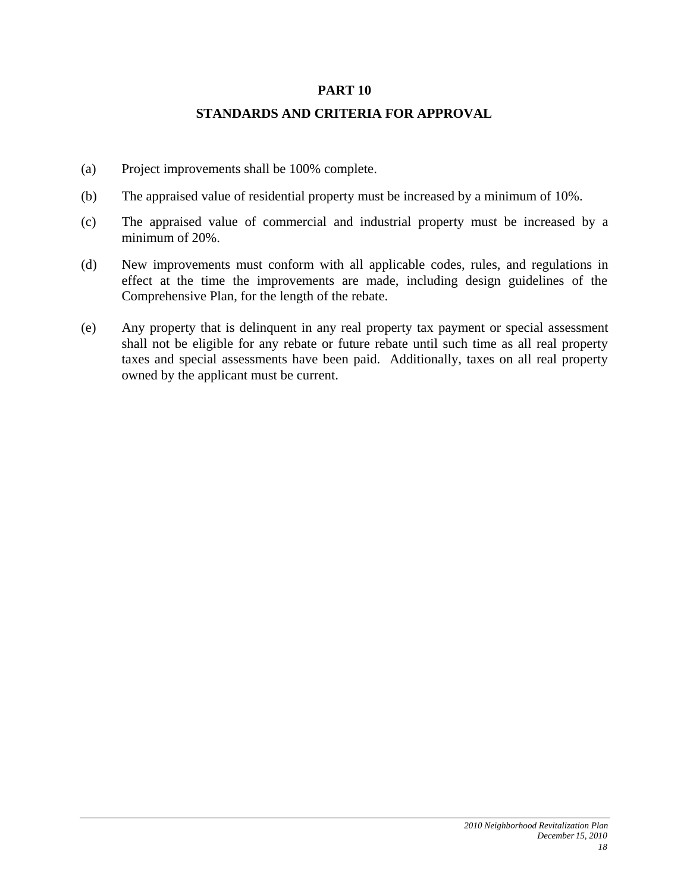# PART 10

## STANDARDS AND CRITERIA FOR APPROVAL

(a) Project improvements shall be 100% complete.

(b) The appraised value of residential property must be increased by a minimum of 10%.

(c) The appraised value of commercial and industrial property must be increased by a minimum of 20%.

(d) New improvements must conform with all applicable codes, rules, and regulations in effect at the time the improvements are made, including design guidelines of the Comprehensive Plan, for the length of the rebate.

(e) Any property that is delinquent in any real property tax payment or special assessment shall not be eligible for any rebate or future rebate until such time as all real property taxes and special assessments have been paid. Additionally, taxes on all real property owned by the applicant must be current.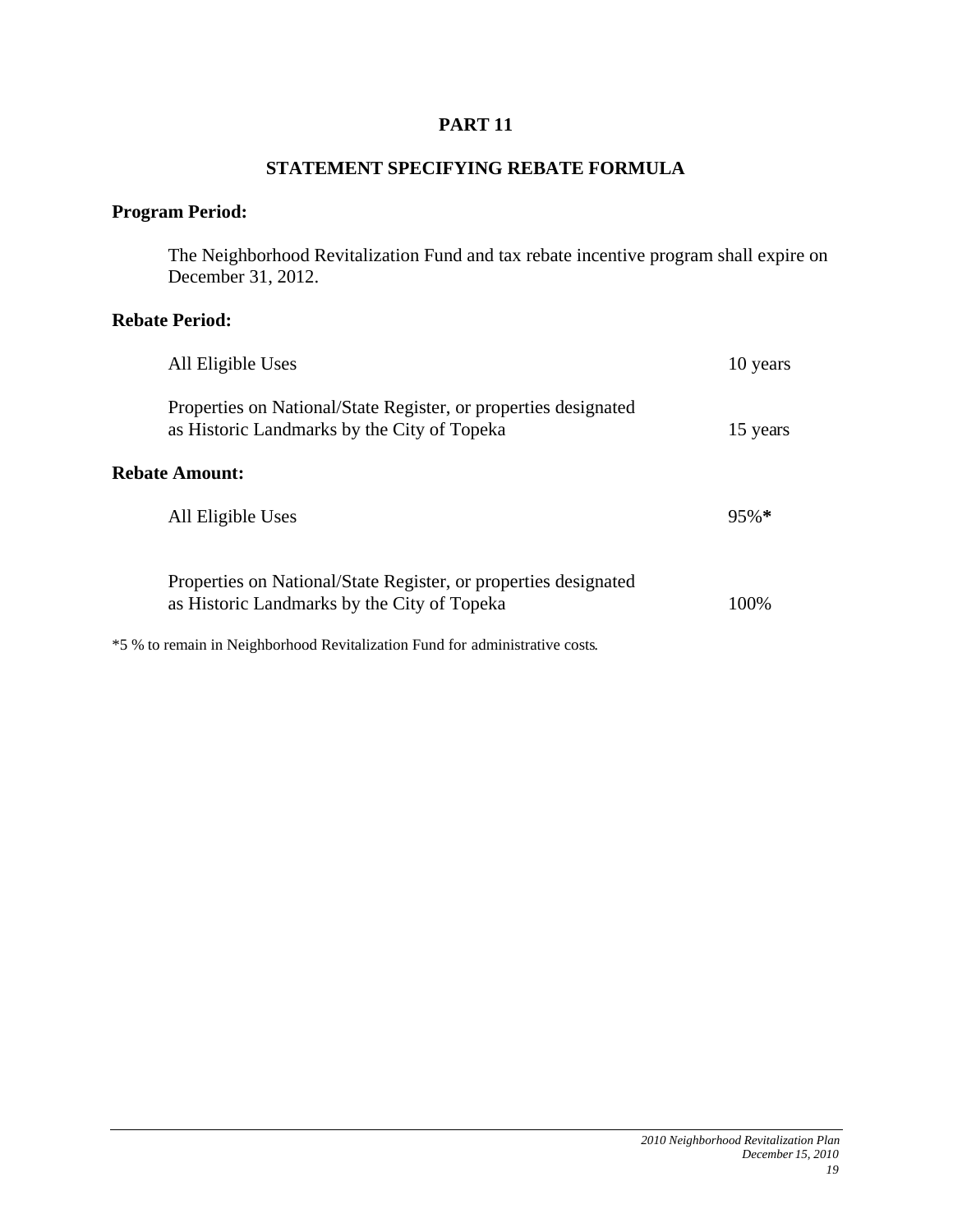# PART 11

## STATEMENT SPECIFYING REBATE FORMULA

**Program Period:**

The Neighborhood Revitalization Fund and tax rebate incentive program shall expire on December 31, 2012.

**Rebate Period:**

| | |
|---|---|
| All Eligible Uses | 10 years |
| Properties on National/State Register, or properties designated as Historic Landmarks by the City of Topeka | 15 years |

**Rebate Amount:**

| | |
|---|---|
| All Eligible Uses | 95%* |
| Properties on National/State Register, or properties designated as Historic Landmarks by the City of Topeka | 100% |

*5 % to remain in Neighborhood Revitalization Fund for administrative costs.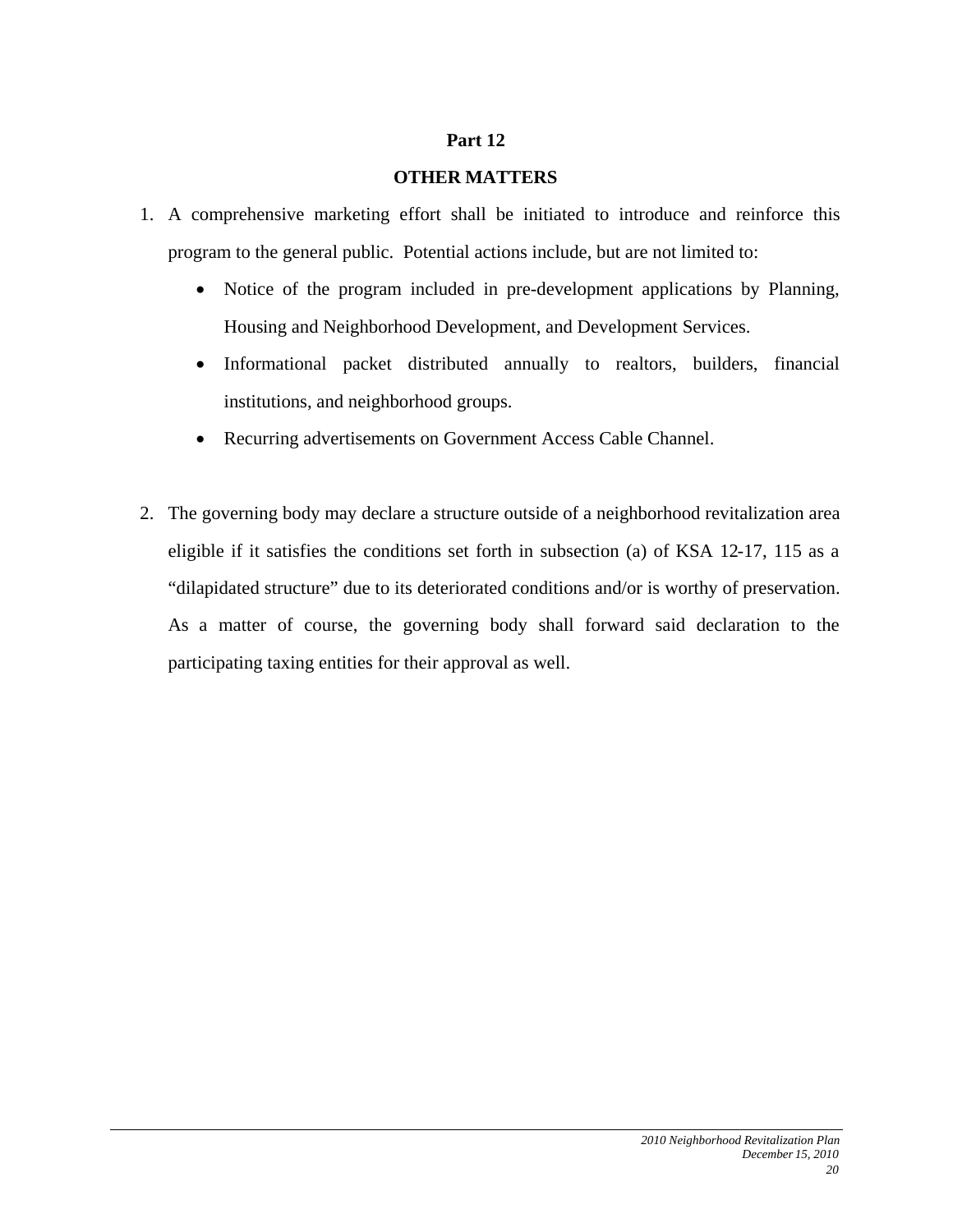## Part 12

## OTHER MATTERS

1. A comprehensive marketing effort shall be initiated to introduce and reinforce this program to the general public. Potential actions include, but are not limited to:
   - Notice of the program included in pre-development applications by Planning, Housing and Neighborhood Development, and Development Services.
   - Informational packet distributed annually to realtors, builders, financial institutions, and neighborhood groups.
   - Recurring advertisements on Government Access Cable Channel.

2. The governing body may declare a structure outside of a neighborhood revitalization area eligible if it satisfies the conditions set forth in subsection (a) of KSA 12-17, 115 as a "dilapidated structure" due to its deteriorated conditions and/or is worthy of preservation. As a matter of course, the governing body shall forward said declaration to the participating taxing entities for their approval as well.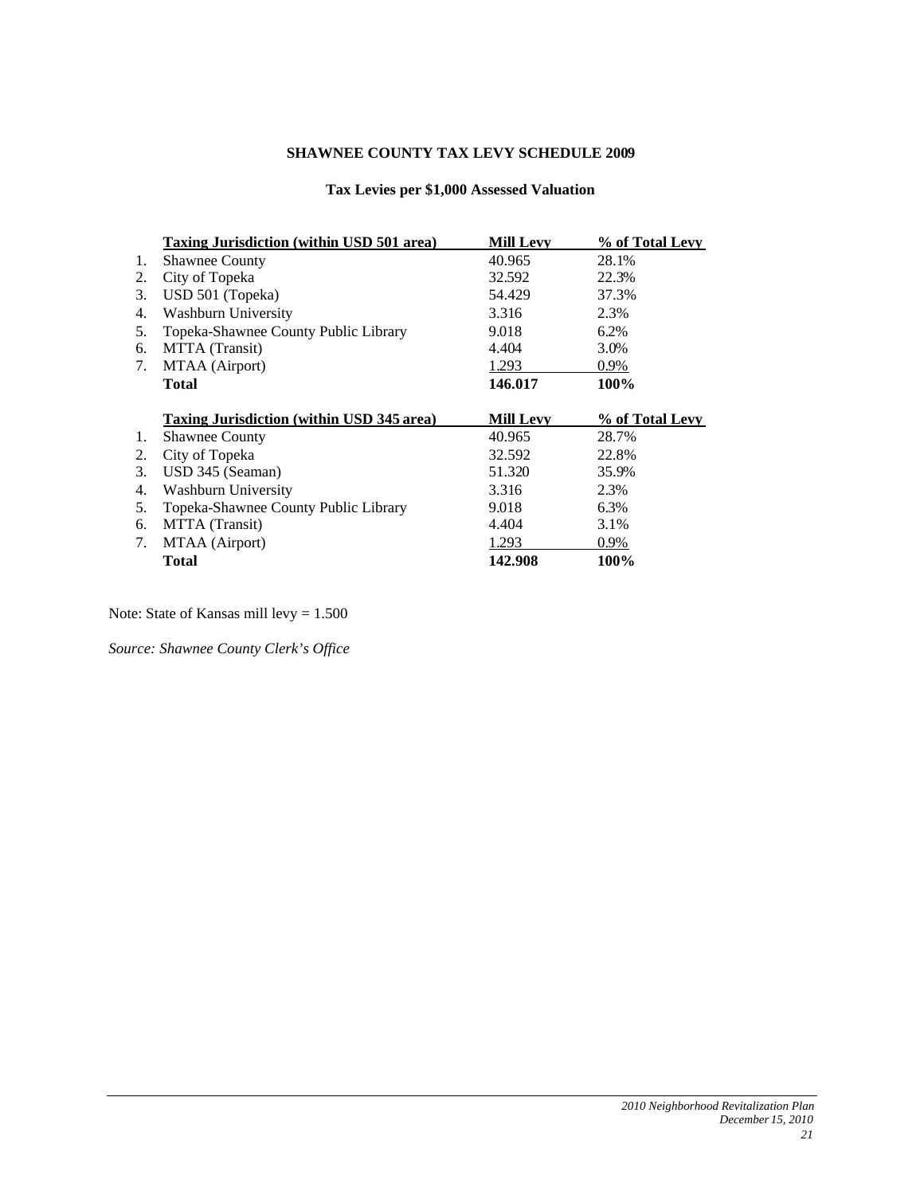**SHAWNEE COUNTY TAX LEVY SCHEDULE 2009**

**Tax Levies per $1,000 Assessed Valuation**

| | Taxing Jurisdiction (within USD 501 area) | Mill Levy | % of Total Levy |
|---|---|---|---|
| 1. | Shawnee County | 40.965 | 28.1% |
| 2. | City of Topeka | 32.592 | 22.3% |
| 3. | USD 501 (Topeka) | 54.429 | 37.3% |
| 4. | Washburn University | 3.316 | 2.3% |
| 5. | Topeka-Shawnee County Public Library | 9.018 | 6.2% |
| 6. | MTTA (Transit) | 4.404 | 3.0% |
| 7. | MTAA (Airport) | 1.293 | 0.9% |
| | **Total** | **146.017** | **100%** |

| | Taxing Jurisdiction (within USD 345 area) | Mill Levy | % of Total Levy |
|---|---|---|---|
| 1. | Shawnee County | 40.965 | 28.7% |
| 2. | City of Topeka | 32.592 | 22.8% |
| 3. | USD 345 (Seaman) | 51.320 | 35.9% |
| 4. | Washburn University | 3.316 | 2.3% |
| 5. | Topeka-Shawnee County Public Library | 9.018 | 6.3% |
| 6. | MTTA (Transit) | 4.404 | 3.1% |
| 7. | MTAA (Airport) | 1.293 | 0.9% |
| | **Total** | **142.908** | **100%** |

Note: State of Kansas mill levy = 1.500

*Source: Shawnee County Clerk's Office*